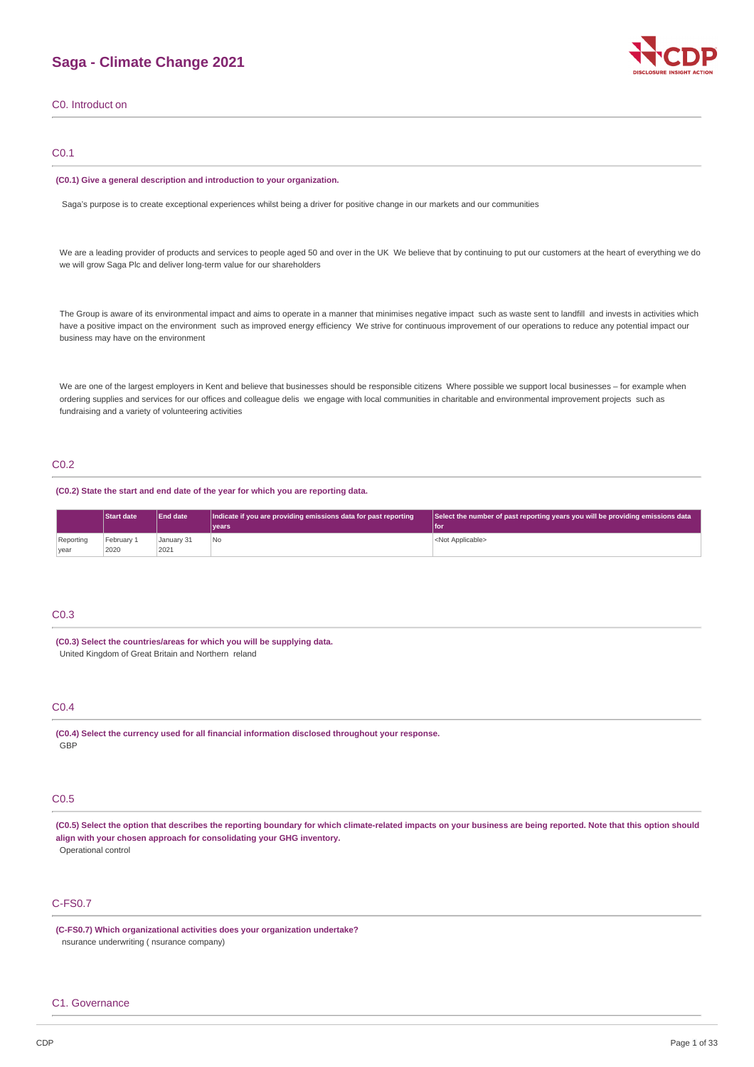# Saga - Climate Change 2021

## C0. Introduct on

### C0.1

**(C0.1) Give a general description and introduction to your organization.**

Saga's purpose is to create exceptional experiences whilst being a driver for positive change in our markets and our communities

We are a leading provider of products and services to people aged 50 and over in the UK We believe that by continuing to put our customers at the heart of everything we do we will grow Saga Plc and deliver long-term value for our shareholders

The Group is aware of its environmental impact and aims to operate in a manner that minimises negative impact such as waste sent to landfill and invests in activities which have a positive impact on the environment such as improved energy efficiency We strive for continuous improvement of our operations to reduce any potential impact our business may have on the environment

We are one of the largest employers in Kent and believe that businesses should be responsible citizens Where possible we support local businesses – for example when ordering supplies and services for our offices and colleague delis we engage with local communities in charitable and environmental improvement projects such as fundraising and a variety of volunteering activities

### C0.2

**(C0.2) State the start and end date of the year for which you are reporting data.**

| | Start date | End date | Indicate if you are providing emissions data for past reporting years | Select the number of past reporting years you will be providing emissions data for |
|---|---|---|---|---|
| Reporting year | February 1 2020 | January 31 2021 | No | <Not Applicable> |

### C0.3

**(C0.3) Select the countries/areas for which you will be supplying data.**

United Kingdom of Great Britain and Northern reland

### C0.4

**(C0.4) Select the currency used for all financial information disclosed throughout your response.**

GBP

### C0.5

**(C0.5) Select the option that describes the reporting boundary for which climate-related impacts on your business are being reported. Note that this option should align with your chosen approach for consolidating your GHG inventory.**

Operational control

### C-FS0.7

**(C-FS0.7) Which organizational activities does your organization undertake?**

nsurance underwriting ( nsurance company)

## C1. Governance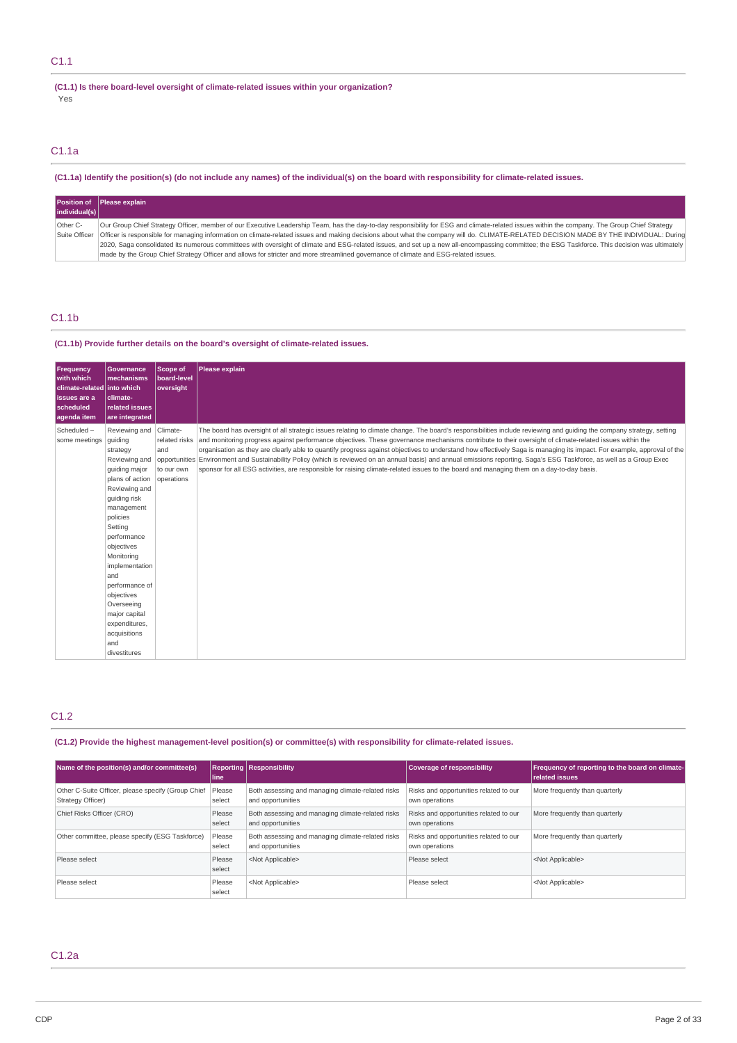## C1.1

**(C1.1) Is there board-level oversight of climate-related issues within your organization?**

Yes

## C1.1a

**(C1.1a) Identify the position(s) (do not include any names) of the individual(s) on the board with responsibility for climate-related issues.**

| Position of individual(s) | Please explain |
|---|---|
| Other C-Suite Officer | Our Group Chief Strategy Officer, member of our Executive Leadership Team, has the day-to-day responsibility for ESG and climate-related issues within the company. The Group Chief Strategy Officer is responsible for managing information on climate-related issues and making decisions about what the company will do. CLIMATE-RELATED DECISION MADE BY THE INDIVIDUAL: During 2020, Saga consolidated its numerous committees with oversight of climate and ESG-related issues, and set up a new all-encompassing committee; the ESG Taskforce. This decision was ultimately made by the Group Chief Strategy Officer and allows for stricter and more streamlined governance of climate and ESG-related issues. |

## C1.1b

**(C1.1b) Provide further details on the board's oversight of climate-related issues.**

| Frequency with which climate-related issues are a scheduled agenda item | Governance mechanisms into which climate-related issues are integrated | Scope of board-level oversight | Please explain |
|---|---|---|---|
| Scheduled – some meetings | Reviewing and guiding strategy Reviewing and guiding major plans of action Reviewing and guiding risk management policies Setting performance objectives Monitoring implementation and performance of objectives Overseeing major capital expenditures, acquisitions and divestitures | Climate-related risks and opportunities to our own operations | The board has oversight of all strategic issues relating to climate change. The board's responsibilities include reviewing and guiding the company strategy, setting and monitoring progress against performance objectives. These governance mechanisms contribute to their oversight of climate-related issues within the organisation as they are clearly able to quantify progress against objectives to understand how effectively Saga is managing its impact. For example, approval of the Environment and Sustainability Policy (which is reviewed on an annual basis) and annual emissions reporting. Saga's ESG Taskforce, as well as a Group Exec sponsor for all ESG activities, are responsible for raising climate-related issues to the board and managing them on a day-to-day basis. |

## C1.2

**(C1.2) Provide the highest management-level position(s) or committee(s) with responsibility for climate-related issues.**

| Name of the position(s) and/or committee(s) | Reporting line | Responsibility | Coverage of responsibility | Frequency of reporting to the board on climate-related issues |
|---|---|---|---|---|
| Other C-Suite Officer, please specify (Group Chief Strategy Officer) | Please select | Both assessing and managing climate-related risks and opportunities | Risks and opportunities related to our own operations | More frequently than quarterly |
| Chief Risks Officer (CRO) | Please select | Both assessing and managing climate-related risks and opportunities | Risks and opportunities related to our own operations | More frequently than quarterly |
| Other committee, please specify (ESG Taskforce) | Please select | Both assessing and managing climate-related risks and opportunities | Risks and opportunities related to our own operations | More frequently than quarterly |
| Please select | Please select | <Not Applicable> | Please select | <Not Applicable> |
| Please select | Please select | <Not Applicable> | Please select | <Not Applicable> |

## C1.2a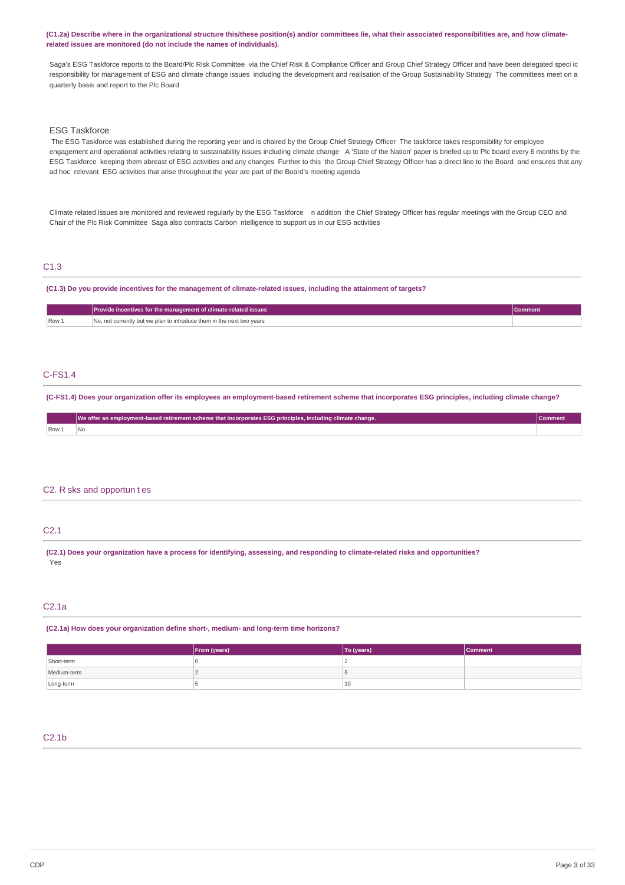**(C1.2a) Describe where in the organizational structure this/these position(s) and/or committees lie, what their associated responsibilities are, and how climate-related issues are monitored (do not include the names of individuals).**

Saga's ESG Taskforce reports to the Board/Plc Risk Committee via the Chief Risk & Compliance Officer and Group Chief Strategy Officer and have been delegated speci ic responsibility for management of ESG and climate change issues including the development and realisation of the Group Sustainability Strategy The committees meet on a quarterly basis and report to the Plc Board

ESG Taskforce

The ESG Taskforce was established during the reporting year and is chaired by the Group Chief Strategy Officer The taskforce takes responsibility for employee engagement and operational activities relating to sustainability issues including climate change A 'State of the Nation' paper is briefed up to Plc board every 6 months by the ESG Taskforce keeping them abreast of ESG activities and any changes Further to this the Group Chief Strategy Officer has a direct line to the Board and ensures that any ad hoc relevant ESG activities that arise throughout the year are part of the Board's meeting agenda

Climate related issues are monitored and reviewed regularly by the ESG Taskforce n addition the Chief Strategy Officer has regular meetings with the Group CEO and Chair of the Plc Risk Committee Saga also contracts Carbon ntelligence to support us in our ESG activities

## C1.3

**(C1.3) Do you provide incentives for the management of climate-related issues, including the attainment of targets?**

| | Provide incentives for the management of climate-related issues | Comment |
|---|---|---|
| Row 1 | No, not currently but we plan to introduce them in the next two years | |

## C-FS1.4

**(C-FS1.4) Does your organization offer its employees an employment-based retirement scheme that incorporates ESG principles, including climate change?**

| | We offer an employment-based retirement scheme that incorporates ESG principles, including climate change. | Comment |
|---|---|---|
| Row 1 | No | |

## C2. R sks and opportun t es

## C2.1

**(C2.1) Does your organization have a process for identifying, assessing, and responding to climate-related risks and opportunities?**

Yes

## C2.1a

**(C2.1a) How does your organization define short-, medium- and long-term time horizons?**

| | From (years) | To (years) | Comment |
|---|---|---|---|
| Short-term | 0 | 2 | |
| Medium-term | 2 | 5 | |
| Long-term | 5 | 10 | |

## C2.1b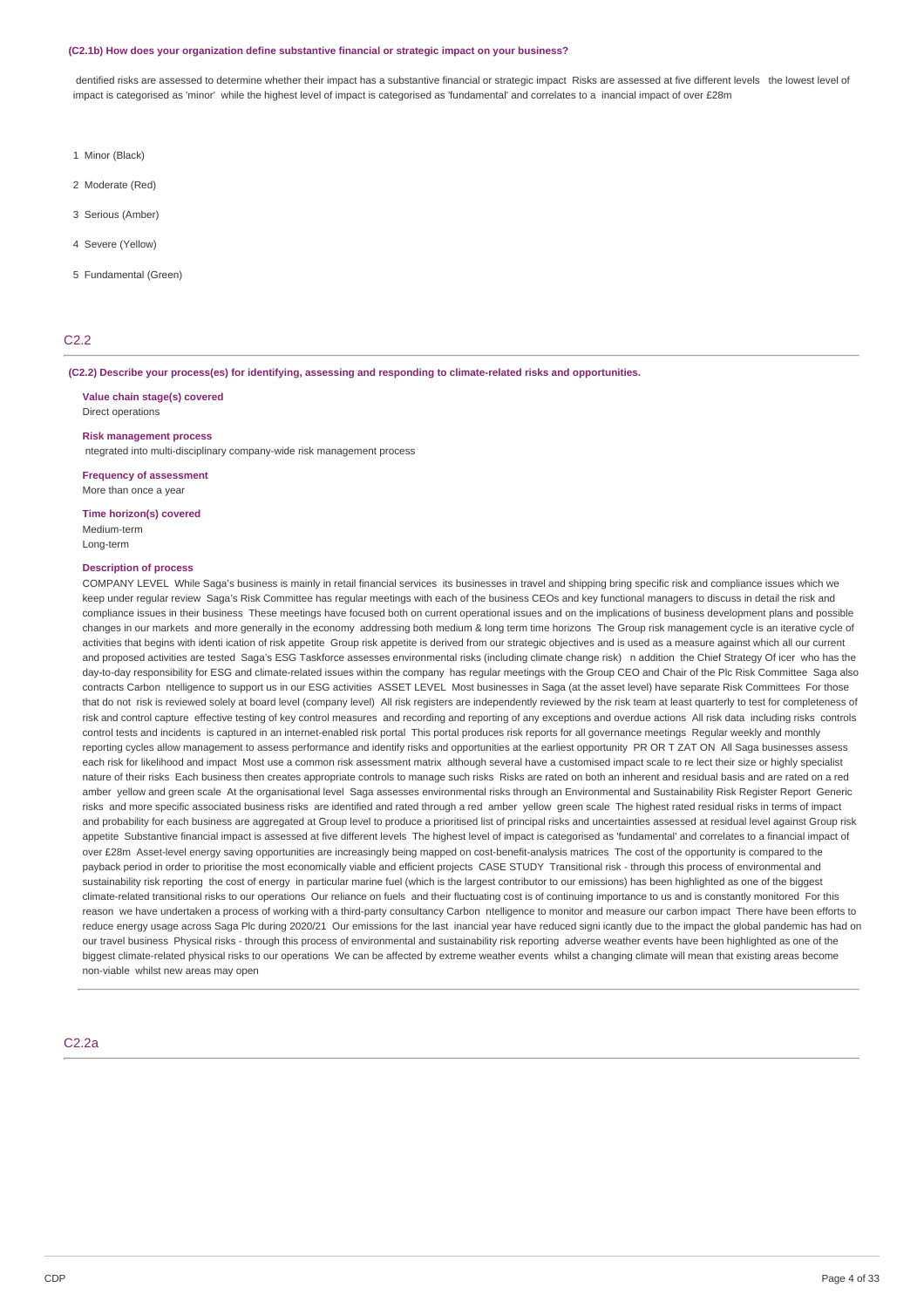**(C2.1b) How does your organization define substantive financial or strategic impact on your business?**

dentified risks are assessed to determine whether their impact has a substantive financial or strategic impact Risks are assessed at five different levels the lowest level of impact is categorised as 'minor' while the highest level of impact is categorised as 'fundamental' and correlates to a inancial impact of over £28m

1 Minor (Black)

2 Moderate (Red)

3 Serious (Amber)

4 Severe (Yellow)

5 Fundamental (Green)

## C2.2

**(C2.2) Describe your process(es) for identifying, assessing and responding to climate-related risks and opportunities.**

**Value chain stage(s) covered**
Direct operations

**Risk management process**
ntegrated into multi-disciplinary company-wide risk management process

**Frequency of assessment**
More than once a year

**Time horizon(s) covered**
Medium-term
Long-term

**Description of process**
COMPANY LEVEL While Saga's business is mainly in retail financial services its businesses in travel and shipping bring specific risk and compliance issues which we keep under regular review Saga's Risk Committee has regular meetings with each of the business CEOs and key functional managers to discuss in detail the risk and compliance issues in their business These meetings have focused both on current operational issues and on the implications of business development plans and possible changes in our markets and more generally in the economy addressing both medium & long term time horizons The Group risk management cycle is an iterative cycle of activities that begins with identi ication of risk appetite Group risk appetite is derived from our strategic objectives and is used as a measure against which all our current and proposed activities are tested Saga's ESG Taskforce assesses environmental risks (including climate change risk) n addition the Chief Strategy Of icer who has the day-to-day responsibility for ESG and climate-related issues within the company has regular meetings with the Group CEO and Chair of the Plc Risk Committee Saga also contracts Carbon ntelligence to support us in our ESG activities ASSET LEVEL Most businesses in Saga (at the asset level) have separate Risk Committees For those that do not risk is reviewed solely at board level (company level) All risk registers are independently reviewed by the risk team at least quarterly to test for completeness of risk and control capture effective testing of key control measures and recording and reporting of any exceptions and overdue actions All risk data including risks controls control tests and incidents is captured in an internet-enabled risk portal This portal produces risk reports for all governance meetings Regular weekly and monthly reporting cycles allow management to assess performance and identify risks and opportunities at the earliest opportunity PR OR T ZAT ON All Saga businesses assess each risk for likelihood and impact Most use a common risk assessment matrix although several have a customised impact scale to re lect their size or highly specialist nature of their risks Each business then creates appropriate controls to manage such risks Risks are rated on both an inherent and residual basis and are rated on a red amber yellow and green scale At the organisational level Saga assesses environmental risks through an Environmental and Sustainability Risk Register Report Generic risks and more specific associated business risks are identified and rated through a red amber yellow green scale The highest rated residual risks in terms of impact and probability for each business are aggregated at Group level to produce a prioritised list of principal risks and uncertainties assessed at residual level against Group risk appetite Substantive financial impact is assessed at five different levels The highest level of impact is categorised as 'fundamental' and correlates to a financial impact of over £28m Asset-level energy saving opportunities are increasingly being mapped on cost-benefit-analysis matrices The cost of the opportunity is compared to the payback period in order to prioritise the most economically viable and efficient projects CASE STUDY Transitional risk - through this process of environmental and sustainability risk reporting the cost of energy in particular marine fuel (which is the largest contributor to our emissions) has been highlighted as one of the biggest climate-related transitional risks to our operations Our reliance on fuels and their fluctuating cost is of continuing importance to us and is constantly monitored For this reason we have undertaken a process of working with a third-party consultancy Carbon ntelligence to monitor and measure our carbon impact There have been efforts to reduce energy usage across Saga Plc during 2020/21 Our emissions for the last inancial year have reduced signi icantly due to the impact the global pandemic has had on our travel business Physical risks - through this process of environmental and sustainability risk reporting adverse weather events have been highlighted as one of the biggest climate-related physical risks to our operations We can be affected by extreme weather events whilst a changing climate will mean that existing areas become non-viable whilst new areas may open

## C2.2a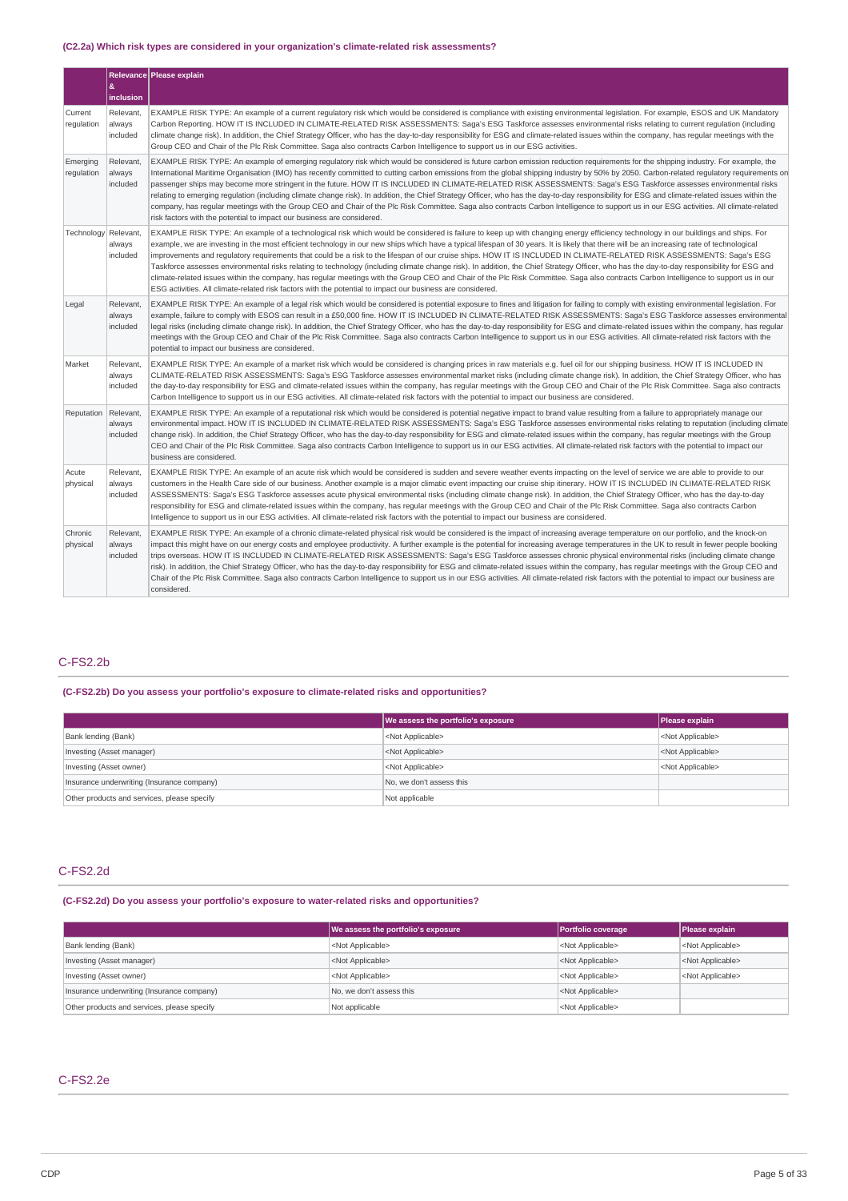### (C2.2a) Which risk types are considered in your organization's climate-related risk assessments?

| | Relevance & inclusion | Please explain |
|---|---|---|
| Current regulation | Relevant, always included | EXAMPLE RISK TYPE: An example of a current regulatory risk which would be considered is compliance with existing environmental legislation. For example, ESOS and UK Mandatory Carbon Reporting. HOW IT IS INCLUDED IN CLIMATE-RELATED RISK ASSESSMENTS: Saga's ESG Taskforce assesses environmental risks relating to current regulation (including climate change risk). In addition, the Chief Strategy Officer, who has the day-to-day responsibility for ESG and climate-related issues within the company, has regular meetings with the Group CEO and Chair of the Plc Risk Committee. Saga also contracts Carbon Intelligence to support us in our ESG activities. |
| Emerging regulation | Relevant, always included | EXAMPLE RISK TYPE: An example of emerging regulatory risk which would be considered is future carbon emission reduction requirements for the shipping industry. For example, the International Maritime Organisation (IMO) has recently committed to cutting carbon emissions from the global shipping industry by 50% by 2050. Carbon-related regulatory requirements on passenger ships may become more stringent in the future. HOW IT IS INCLUDED IN CLIMATE-RELATED RISK ASSESSMENTS: Saga's ESG Taskforce assesses environmental risks relating to emerging regulation (including climate change risk). In addition, the Chief Strategy Officer, who has the day-to-day responsibility for ESG and climate-related issues within the company, has regular meetings with the Group CEO and Chair of the Plc Risk Committee. Saga also contracts Carbon Intelligence to support us in our ESG activities. All climate-related risk factors with the potential to impact our business are considered. |
| Technology | Relevant, always included | EXAMPLE RISK TYPE: An example of a technological risk which would be considered is failure to keep up with changing energy efficiency technology in our buildings and ships. For example, we are investing in the most efficient technology in our new ships which have a typical lifespan of 30 years. It is likely that there will be an increasing rate of technological improvements and regulatory requirements that could be a risk to the lifespan of our cruise ships. HOW IT IS INCLUDED IN CLIMATE-RELATED RISK ASSESSMENTS: Saga's ESG Taskforce assesses environmental risks relating to technology (including climate change risk). In addition, the Chief Strategy Officer, who has the day-to-day responsibility for ESG and climate-related issues within the company, has regular meetings with the Group CEO and Chair of the Plc Risk Committee. Saga also contracts Carbon Intelligence to support us in our ESG activities. All climate-related risk factors with the potential to impact our business are considered. |
| Legal | Relevant, always included | EXAMPLE RISK TYPE: An example of a legal risk which would be considered is potential exposure to fines and litigation for failing to comply with existing environmental legislation. For example, failure to comply with ESOS can result in a £50,000 fine. HOW IT IS INCLUDED IN CLIMATE-RELATED RISK ASSESSMENTS: Saga's ESG Taskforce assesses environmental legal risks (including climate change risk). In addition, the Chief Strategy Officer, who has the day-to-day responsibility for ESG and climate-related issues within the company, has regular meetings with the Group CEO and Chair of the Plc Risk Committee. Saga also contracts Carbon Intelligence to support us in our ESG activities. All climate-related risk factors with the potential to impact our business are considered. |
| Market | Relevant, always included | EXAMPLE RISK TYPE: An example of a market risk which would be considered is changing prices in raw materials e.g. fuel oil for our shipping business. HOW IT IS INCLUDED IN CLIMATE-RELATED RISK ASSESSMENTS: Saga's ESG Taskforce assesses environmental market risks (including climate change risk). In addition, the Chief Strategy Officer, who has the day-to-day responsibility for ESG and climate-related issues within the company, has regular meetings with the Group CEO and Chair of the Plc Risk Committee. Saga also contracts Carbon Intelligence to support us in our ESG activities. All climate-related risk factors with the potential to impact our business are considered. |
| Reputation | Relevant, always included | EXAMPLE RISK TYPE: An example of a reputational risk which would be considered is potential negative impact to brand value resulting from a failure to appropriately manage our environmental impact. HOW IT IS INCLUDED IN CLIMATE-RELATED RISK ASSESSMENTS: Saga's ESG Taskforce assesses environmental risks relating to reputation (including climate change risk). In addition, the Chief Strategy Officer, who has the day-to-day responsibility for ESG and climate-related issues within the company, has regular meetings with the Group CEO and Chair of the Plc Risk Committee. Saga also contracts Carbon Intelligence to support us in our ESG activities. All climate-related risk factors with the potential to impact our business are considered. |
| Acute physical | Relevant, always included | EXAMPLE RISK TYPE: An example of an acute risk which would be considered is sudden and severe weather events impacting on the level of service we are able to provide to our customers in the Health Care side of our business. Another example is a major climatic event impacting our cruise ship itinerary. HOW IT IS INCLUDED IN CLIMATE-RELATED RISK ASSESSMENTS: Saga's ESG Taskforce assesses acute physical environmental risks (including climate change risk). In addition, the Chief Strategy Officer, who has the day-to-day responsibility for ESG and climate-related issues within the company, has regular meetings with the Group CEO and Chair of the Plc Risk Committee. Saga also contracts Carbon Intelligence to support us in our ESG activities. All climate-related risk factors with the potential to impact our business are considered. |
| Chronic physical | Relevant, always included | EXAMPLE RISK TYPE: An example of a chronic climate-related physical risk would be considered is the impact of increasing average temperature on our portfolio, and the knock-on impact this might have on our energy costs and employee productivity. A further example is the potential for increasing average temperatures in the UK to result in fewer people booking trips overseas. HOW IT IS INCLUDED IN CLIMATE-RELATED RISK ASSESSMENTS: Saga's ESG Taskforce assesses chronic physical environmental risks (including climate change risk). In addition, the Chief Strategy Officer, who has the day-to-day responsibility for ESG and climate-related issues within the company, has regular meetings with the Group CEO and Chair of the Plc Risk Committee. Saga also contracts Carbon Intelligence to support us in our ESG activities. All climate-related risk factors with the potential to impact our business are considered. |

## C-FS2.2b

### (C-FS2.2b) Do you assess your portfolio's exposure to climate-related risks and opportunities?

| | We assess the portfolio's exposure | Please explain |
|---|---|---|
| Bank lending (Bank) | <Not Applicable> | <Not Applicable> |
| Investing (Asset manager) | <Not Applicable> | <Not Applicable> |
| Investing (Asset owner) | <Not Applicable> | <Not Applicable> |
| Insurance underwriting (Insurance company) | No, we don't assess this | |
| Other products and services, please specify | Not applicable | |

## C-FS2.2d

### (C-FS2.2d) Do you assess your portfolio's exposure to water-related risks and opportunities?

| | We assess the portfolio's exposure | Portfolio coverage | Please explain |
|---|---|---|---|
| Bank lending (Bank) | <Not Applicable> | <Not Applicable> | <Not Applicable> |
| Investing (Asset manager) | <Not Applicable> | <Not Applicable> | <Not Applicable> |
| Investing (Asset owner) | <Not Applicable> | <Not Applicable> | <Not Applicable> |
| Insurance underwriting (Insurance company) | No, we don't assess this | <Not Applicable> | |
| Other products and services, please specify | Not applicable | <Not Applicable> | |

## C-FS2.2e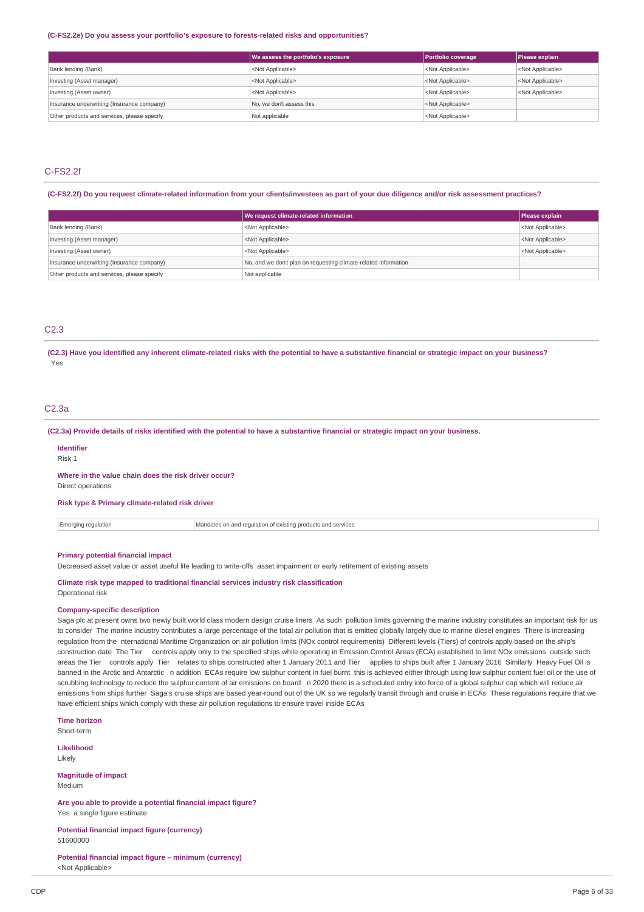**(C-FS2.2e) Do you assess your portfolio's exposure to forests-related risks and opportunities?**

| | We assess the portfolio's exposure | Portfolio coverage | Please explain |
|---|---|---|---|
| Bank lending (Bank) | <Not Applicable> | <Not Applicable> | <Not Applicable> |
| Investing (Asset manager) | <Not Applicable> | <Not Applicable> | <Not Applicable> |
| Investing (Asset owner) | <Not Applicable> | <Not Applicable> | <Not Applicable> |
| Insurance underwriting (Insurance company) | No, we don't assess this | <Not Applicable> | |
| Other products and services, please specify | Not applicable | <Not Applicable> | |

## C-FS2.2f

**(C-FS2.2f) Do you request climate-related information from your clients/investees as part of your due diligence and/or risk assessment practices?**

| | We request climate-related information | Please explain |
|---|---|---|
| Bank lending (Bank) | <Not Applicable> | <Not Applicable> |
| Investing (Asset manager) | <Not Applicable> | <Not Applicable> |
| Investing (Asset owner) | <Not Applicable> | <Not Applicable> |
| Insurance underwriting (Insurance company) | No, and we don't plan on requesting climate-related information | |
| Other products and services, please specify | Not applicable | |

## C2.3

**(C2.3) Have you identified any inherent climate-related risks with the potential to have a substantive financial or strategic impact on your business?**

Yes

## C2.3a

**(C2.3a) Provide details of risks identified with the potential to have a substantive financial or strategic impact on your business.**

**Identifier**

Risk 1

**Where in the value chain does the risk driver occur?**

Direct operations

**Risk type & Primary climate-related risk driver**

| Emerging regulation | Mandates on and regulation of existing products and services |
|---|---|

**Primary potential financial impact**

Decreased asset value or asset useful life leading to write-offs asset impairment or early retirement of existing assets

**Climate risk type mapped to traditional financial services industry risk classification**

Operational risk

**Company-specific description**

Saga plc at present owns two newly built world class modern design cruise liners As such pollution limits governing the marine industry constitutes an important risk for us to consider The marine industry contributes a large percentage of the total air pollution that is emitted globally largely due to marine diesel engines There is increasing regulation from the nternational Maritime Organization on air pollution limits (NOx control requirements) Different levels (Tiers) of controls apply based on the ship's construction date The Tier controls apply only to the specified ships while operating in Emission Control Areas (ECA) established to limit NOx emissions outside such areas the Tier controls apply Tier relates to ships constructed after 1 January 2011 and Tier applies to ships built after 1 January 2016 Similarly Heavy Fuel Oil is banned in the Arctic and Antarctic n addition ECAs require low sulphur content in fuel burnt this is achieved either through using low sulphur content fuel oil or the use of scrubbing technology to reduce the sulphur content of air emissions on board n 2020 there is a scheduled entry into force of a global sulphur cap which will reduce air emissions from ships further Saga's cruise ships are based year-round out of the UK so we regularly transit through and cruise in ECAs These regulations require that we have efficient ships which comply with these air pollution regulations to ensure travel inside ECAs

**Time horizon**

Short-term

**Likelihood**

Likely

**Magnitude of impact**

Medium

**Are you able to provide a potential financial impact figure?**

Yes a single figure estimate

**Potential financial impact figure (currency)**

51600000

**Potential financial impact figure – minimum (currency)**

<Not Applicable>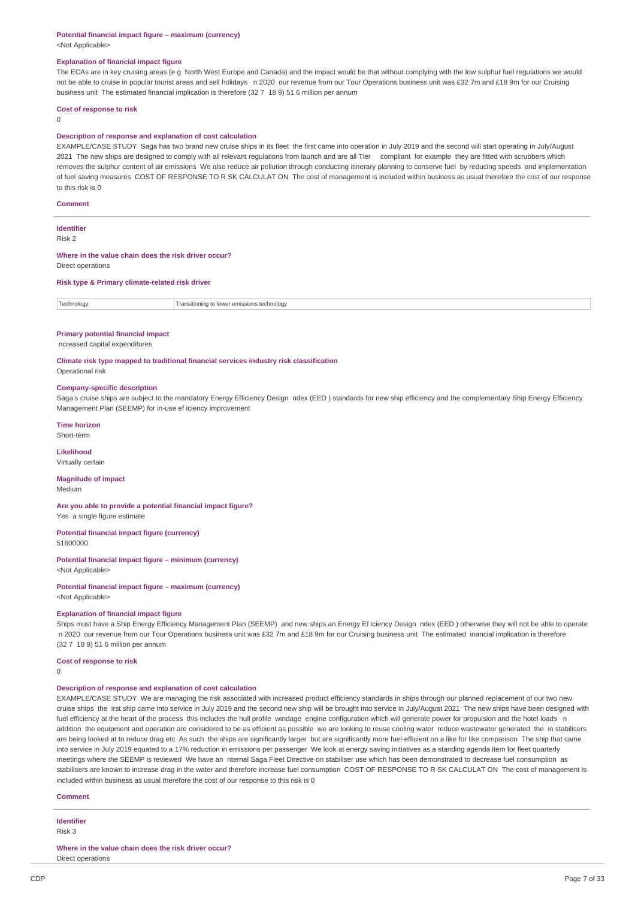**Potential financial impact figure – maximum (currency)**

<Not Applicable>

**Explanation of financial impact figure**

The ECAs are in key cruising areas (e g North West Europe and Canada) and the impact would be that without complying with the low sulphur fuel regulations we would not be able to cruise in popular tourist areas and sell holidays n 2020 our revenue from our Tour Operations business unit was £32 7m and £18 9m for our Cruising business unit The estimated financial implication is therefore (32 7 18 9) 51 6 million per annum

**Cost of response to risk**

0

**Description of response and explanation of cost calculation**

EXAMPLE/CASE STUDY Saga has two brand new cruise ships in its fleet the first came into operation in July 2019 and the second will start operating in July/August 2021 The new ships are designed to comply with all relevant regulations from launch and are all Tier compliant for example they are fitted with scrubbers which removes the sulphur content of air emissions We also reduce air pollution through conducting itinerary planning to conserve fuel by reducing speeds and implementation of fuel saving measures COST OF RESPONSE TO R SK CALCULAT ON The cost of management is included within business as usual therefore the cost of our response to this risk is 0

**Comment**

---

**Identifier**

Risk 2

**Where in the value chain does the risk driver occur?**

Direct operations

**Risk type & Primary climate-related risk driver**

| Technology | Transitioning to lower emissions technology |
|---|---|

**Primary potential financial impact**

ncreased capital expenditures

**Climate risk type mapped to traditional financial services industry risk classification**

Operational risk

**Company-specific description**

Saga's cruise ships are subject to the mandatory Energy Efficiency Design ndex (EED ) standards for new ship efficiency and the complementary Ship Energy Efficiency Management Plan (SEEMP) for in-use ef iciency improvement

**Time horizon**

Short-term

**Likelihood**

Virtually certain

**Magnitude of impact**

Medium

**Are you able to provide a potential financial impact figure?**

Yes a single figure estimate

**Potential financial impact figure (currency)**

51600000

**Potential financial impact figure – minimum (currency)**

<Not Applicable>

**Potential financial impact figure – maximum (currency)**

<Not Applicable>

**Explanation of financial impact figure**

Ships must have a Ship Energy Efficiency Management Plan (SEEMP) and new ships an Energy Ef iciency Design ndex (EED ) otherwise they will not be able to operate n 2020 our revenue from our Tour Operations business unit was £32 7m and £18 9m for our Cruising business unit The estimated inancial implication is therefore (32 7 18 9) 51 6 million per annum

**Cost of response to risk**

0

**Description of response and explanation of cost calculation**

EXAMPLE/CASE STUDY We are managing the risk associated with increased product efficiency standards in ships through our planned replacement of our two new cruise ships the irst ship came into service in July 2019 and the second new ship will be brought into service in July/August 2021 The new ships have been designed with fuel efficiency at the heart of the process this includes the hull profile windage engine configuration which will generate power for propulsion and the hotel loads n addition the equipment and operation are considered to be as efficient as possible we are looking to reuse cooling water reduce wastewater generated the in stabilisers are being looked at to reduce drag etc As such the ships are significantly larger but are significantly more fuel-efficient on a like for like comparison The ship that came into service in July 2019 equated to a 17% reduction in emissions per passenger We look at energy saving initiatives as a standing agenda item for fleet quarterly meetings where the SEEMP is reviewed We have an nternal Saga Fleet Directive on stabiliser use which has been demonstrated to decrease fuel consumption as stabilisers are known to increase drag in the water and therefore increase fuel consumption COST OF RESPONSE TO R SK CALCULAT ON The cost of management is included within business as usual therefore the cost of our response to this risk is 0

**Comment**

---

**Identifier**

Risk 3

**Where in the value chain does the risk driver occur?**

Direct operations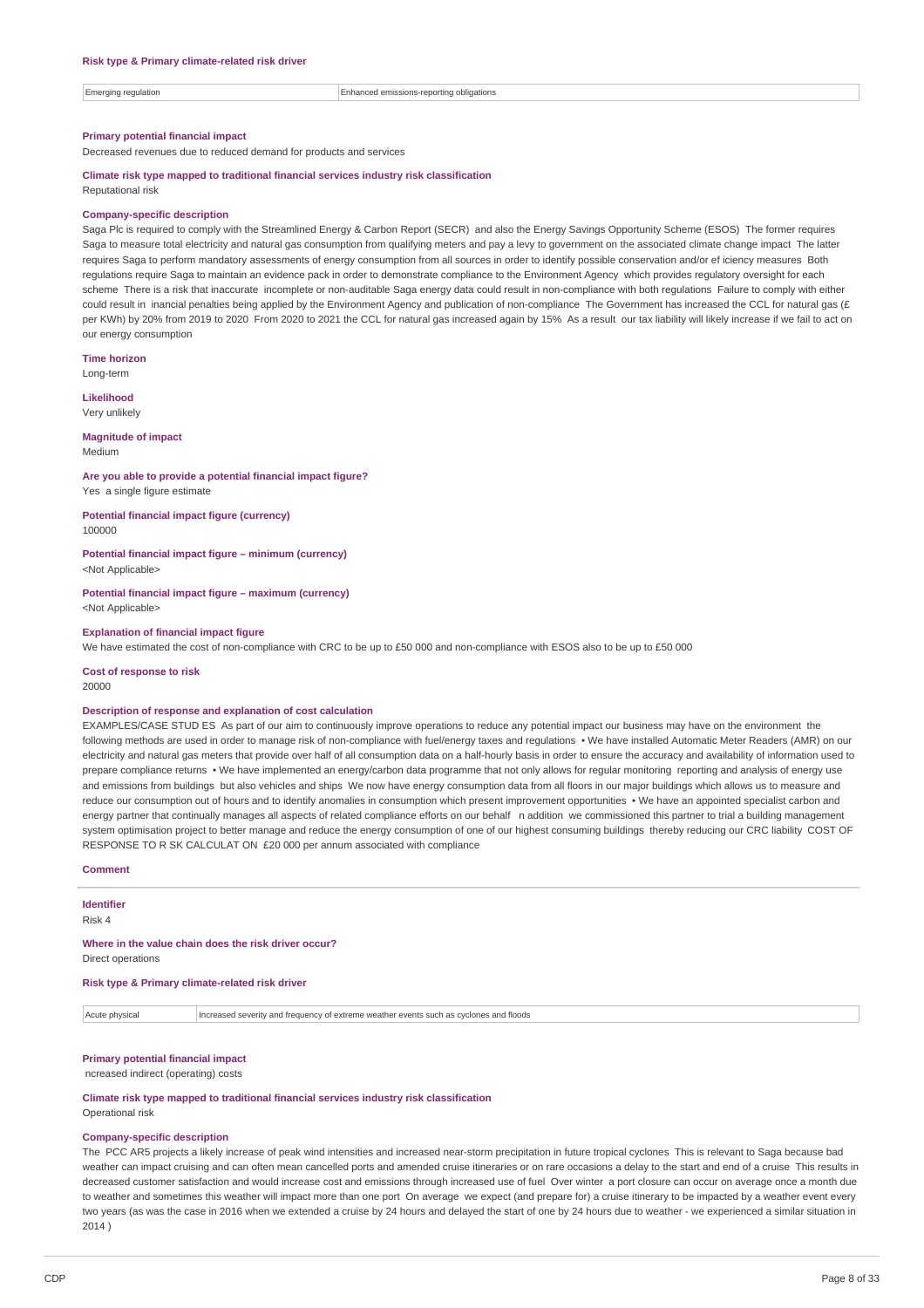**Risk type & Primary climate-related risk driver**

| Emerging regulation | Enhanced emissions-reporting obligations |
|---|---|

**Primary potential financial impact**

Decreased revenues due to reduced demand for products and services

**Climate risk type mapped to traditional financial services industry risk classification**

Reputational risk

**Company-specific description**

Saga Plc is required to comply with the Streamlined Energy & Carbon Report (SECR) and also the Energy Savings Opportunity Scheme (ESOS) The former requires Saga to measure total electricity and natural gas consumption from qualifying meters and pay a levy to government on the associated climate change impact The latter requires Saga to perform mandatory assessments of energy consumption from all sources in order to identify possible conservation and/or ef iciency measures Both regulations require Saga to maintain an evidence pack in order to demonstrate compliance to the Environment Agency which provides regulatory oversight for each scheme There is a risk that inaccurate incomplete or non-auditable Saga energy data could result in non-compliance with both regulations Failure to comply with either could result in inancial penalties being applied by the Environment Agency and publication of non-compliance The Government has increased the CCL for natural gas (£ per KWh) by 20% from 2019 to 2020 From 2020 to 2021 the CCL for natural gas increased again by 15% As a result our tax liability will likely increase if we fail to act on our energy consumption

**Time horizon**

Long-term

**Likelihood**

Very unlikely

**Magnitude of impact**

Medium

**Are you able to provide a potential financial impact figure?**

Yes a single figure estimate

**Potential financial impact figure (currency)**

100000

**Potential financial impact figure – minimum (currency)**

<Not Applicable>

**Potential financial impact figure – maximum (currency)**

<Not Applicable>

**Explanation of financial impact figure**

We have estimated the cost of non-compliance with CRC to be up to £50 000 and non-compliance with ESOS also to be up to £50 000

**Cost of response to risk**

20000

**Description of response and explanation of cost calculation**

EXAMPLES/CASE STUD ES As part of our aim to continuously improve operations to reduce any potential impact our business may have on the environment the following methods are used in order to manage risk of non-compliance with fuel/energy taxes and regulations • We have installed Automatic Meter Readers (AMR) on our electricity and natural gas meters that provide over half of all consumption data on a half-hourly basis in order to ensure the accuracy and availability of information used to prepare compliance returns • We have implemented an energy/carbon data programme that not only allows for regular monitoring reporting and analysis of energy use and emissions from buildings but also vehicles and ships We now have energy consumption data from all floors in our major buildings which allows us to measure and reduce our consumption out of hours and to identify anomalies in consumption which present improvement opportunities • We have an appointed specialist carbon and energy partner that continually manages all aspects of related compliance efforts on our behalf n addition we commissioned this partner to trial a building management system optimisation project to better manage and reduce the energy consumption of one of our highest consuming buildings thereby reducing our CRC liability COST OF RESPONSE TO R SK CALCULAT ON £20 000 per annum associated with compliance

**Comment**

---

**Identifier**

Risk 4

**Where in the value chain does the risk driver occur?**

Direct operations

**Risk type & Primary climate-related risk driver**

| Acute physical | Increased severity and frequency of extreme weather events such as cyclones and floods |
|---|---|

**Primary potential financial impact**

ncreased indirect (operating) costs

**Climate risk type mapped to traditional financial services industry risk classification**

Operational risk

**Company-specific description**

The PCC AR5 projects a likely increase of peak wind intensities and increased near-storm precipitation in future tropical cyclones This is relevant to Saga because bad weather can impact cruising and can often mean cancelled ports and amended cruise itineraries or on rare occasions a delay to the start and end of a cruise This results in decreased customer satisfaction and would increase cost and emissions through increased use of fuel Over winter a port closure can occur on average once a month due to weather and sometimes this weather will impact more than one port On average we expect (and prepare for) a cruise itinerary to be impacted by a weather event every two years (as was the case in 2016 when we extended a cruise by 24 hours and delayed the start of one by 24 hours due to weather - we experienced a similar situation in 2014 )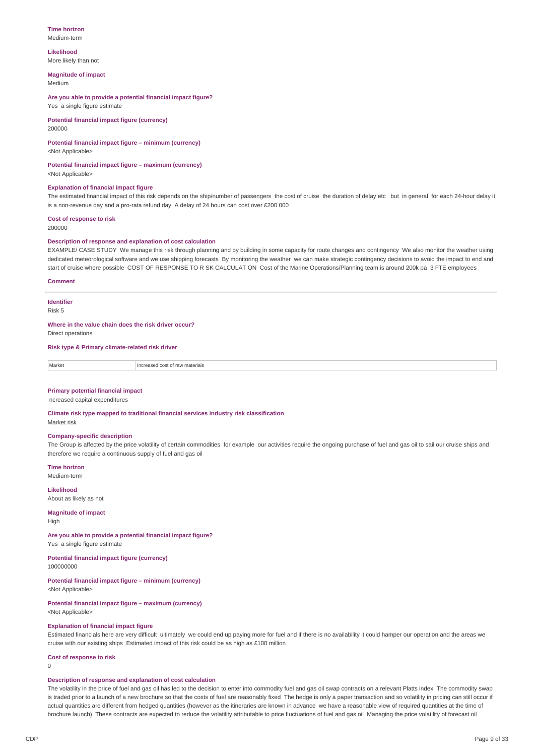**Time horizon**
Medium-term

**Likelihood**
More likely than not

**Magnitude of impact**
Medium

**Are you able to provide a potential financial impact figure?**
Yes a single figure estimate

**Potential financial impact figure (currency)**
200000

**Potential financial impact figure – minimum (currency)**
<Not Applicable>

**Potential financial impact figure – maximum (currency)**
<Not Applicable>

**Explanation of financial impact figure**
The estimated financial impact of this risk depends on the ship/number of passengers the cost of cruise the duration of delay etc but in general for each 24-hour delay it is a non-revenue day and a pro-rata refund day A delay of 24 hours can cost over £200 000

**Cost of response to risk**
200000

**Description of response and explanation of cost calculation**
EXAMPLE/ CASE STUDY We manage this risk through planning and by building in some capacity for route changes and contingency We also monitor the weather using dedicated meteorological software and we use shipping forecasts By monitoring the weather we can make strategic contingency decisions to avoid the impact to end and start of cruise where possible COST OF RESPONSE TO R SK CALCULAT ON Cost of the Marine Operations/Planning team is around 200k pa 3 FTE employees

**Comment**

---

**Identifier**
Risk 5

**Where in the value chain does the risk driver occur?**
Direct operations

**Risk type & Primary climate-related risk driver**

| Market | Increased cost of raw materials |
|---|---|

**Primary potential financial impact**
ncreased capital expenditures

**Climate risk type mapped to traditional financial services industry risk classification**
Market risk

**Company-specific description**
The Group is affected by the price volatility of certain commodities for example our activities require the ongoing purchase of fuel and gas oil to sail our cruise ships and therefore we require a continuous supply of fuel and gas oil

**Time horizon**
Medium-term

**Likelihood**
About as likely as not

**Magnitude of impact**
High

**Are you able to provide a potential financial impact figure?**
Yes a single figure estimate

**Potential financial impact figure (currency)**
100000000

**Potential financial impact figure – minimum (currency)**
<Not Applicable>

**Potential financial impact figure – maximum (currency)**
<Not Applicable>

**Explanation of financial impact figure**
Estimated financials here are very difficult ultimately we could end up paying more for fuel and if there is no availability it could hamper our operation and the areas we cruise with our existing ships Estimated impact of this risk could be as high as £100 million

**Cost of response to risk**
0

**Description of response and explanation of cost calculation**
The volatility in the price of fuel and gas oil has led to the decision to enter into commodity fuel and gas oil swap contracts on a relevant Platts index The commodity swap is traded prior to a launch of a new brochure so that the costs of fuel are reasonably fixed The hedge is only a paper transaction and so volatility in pricing can still occur if actual quantities are different from hedged quantities (however as the itineraries are known in advance we have a reasonable view of required quantities at the time of brochure launch) These contracts are expected to reduce the volatility attributable to price fluctuations of fuel and gas oil Managing the price volatility of forecast oil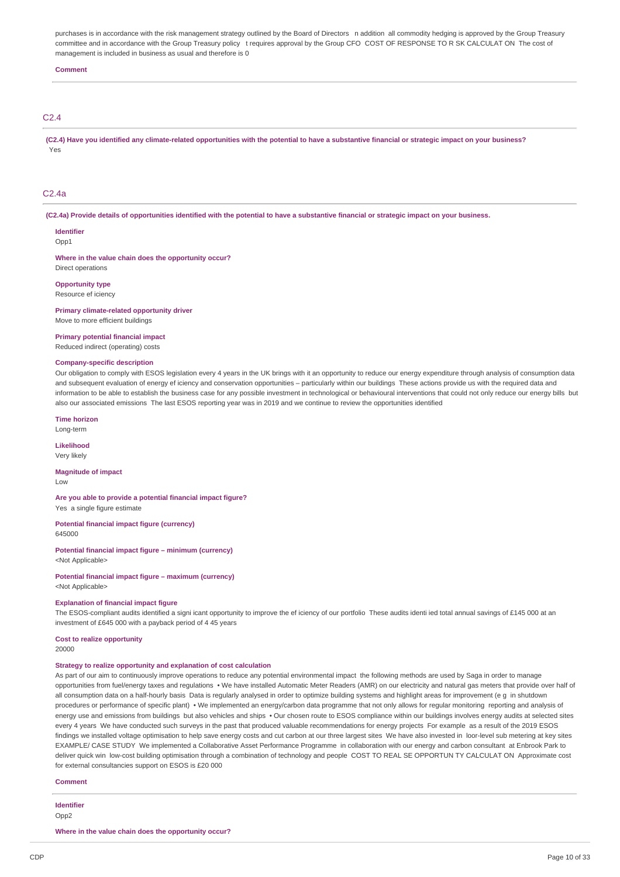purchases is in accordance with the risk management strategy outlined by the Board of Directors n addition all commodity hedging is approved by the Group Treasury committee and in accordance with the Group Treasury policy t requires approval by the Group CFO COST OF RESPONSE TO R SK CALCULAT ON The cost of management is included in business as usual and therefore is 0

**Comment**

## C2.4

**(C2.4) Have you identified any climate-related opportunities with the potential to have a substantive financial or strategic impact on your business?**

Yes

## C2.4a

**(C2.4a) Provide details of opportunities identified with the potential to have a substantive financial or strategic impact on your business.**

**Identifier**

Opp1

**Where in the value chain does the opportunity occur?**

Direct operations

**Opportunity type**

Resource ef iciency

**Primary climate-related opportunity driver**

Move to more efficient buildings

**Primary potential financial impact**

Reduced indirect (operating) costs

**Company-specific description**

Our obligation to comply with ESOS legislation every 4 years in the UK brings with it an opportunity to reduce our energy expenditure through analysis of consumption data and subsequent evaluation of energy ef iciency and conservation opportunities – particularly within our buildings These actions provide us with the required data and information to be able to establish the business case for any possible investment in technological or behavioural interventions that could not only reduce our energy bills but also our associated emissions The last ESOS reporting year was in 2019 and we continue to review the opportunities identified

**Time horizon**

Long-term

**Likelihood**

Very likely

**Magnitude of impact**

Low

**Are you able to provide a potential financial impact figure?**

Yes a single figure estimate

**Potential financial impact figure (currency)**

645000

**Potential financial impact figure – minimum (currency)**

<Not Applicable>

**Potential financial impact figure – maximum (currency)**

<Not Applicable>

**Explanation of financial impact figure**

The ESOS-compliant audits identified a signi icant opportunity to improve the ef iciency of our portfolio These audits identi ied total annual savings of £145 000 at an investment of £645 000 with a payback period of 4 45 years

**Cost to realize opportunity**

20000

**Strategy to realize opportunity and explanation of cost calculation**

As part of our aim to continuously improve operations to reduce any potential environmental impact the following methods are used by Saga in order to manage opportunities from fuel/energy taxes and regulations • We have installed Automatic Meter Readers (AMR) on our electricity and natural gas meters that provide over half of all consumption data on a half-hourly basis Data is regularly analysed in order to optimize building systems and highlight areas for improvement (e g in shutdown procedures or performance of specific plant) • We implemented an energy/carbon data programme that not only allows for regular monitoring reporting and analysis of energy use and emissions from buildings but also vehicles and ships • Our chosen route to ESOS compliance within our buildings involves energy audits at selected sites every 4 years We have conducted such surveys in the past that produced valuable recommendations for energy projects For example as a result of the 2019 ESOS findings we installed voltage optimisation to help save energy costs and cut carbon at our three largest sites We have also invested in loor-level sub metering at key sites EXAMPLE/ CASE STUDY We implemented a Collaborative Asset Performance Programme in collaboration with our energy and carbon consultant at Enbrook Park to deliver quick win low-cost building optimisation through a combination of technology and people COST TO REAL SE OPPORTUN TY CALCULAT ON Approximate cost for external consultancies support on ESOS is £20 000

**Comment**

**Identifier**

Opp2

**Where in the value chain does the opportunity occur?**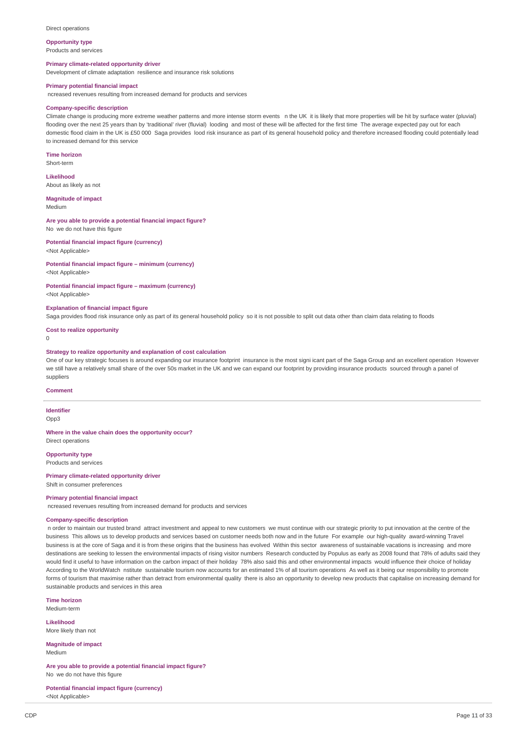Direct operations

**Opportunity type**
Products and services

**Primary climate-related opportunity driver**
Development of climate adaptation resilience and insurance risk solutions

**Primary potential financial impact**
ncreased revenues resulting from increased demand for products and services

**Company-specific description**
Climate change is producing more extreme weather patterns and more intense storm events n the UK it is likely that more properties will be hit by surface water (pluvial) flooding over the next 25 years than by 'traditional' river (fluvial) looding and most of these will be affected for the first time The average expected pay out for each domestic flood claim in the UK is £50 000 Saga provides lood risk insurance as part of its general household policy and therefore increased flooding could potentially lead to increased demand for this service

**Time horizon**
Short-term

**Likelihood**
About as likely as not

**Magnitude of impact**
Medium

**Are you able to provide a potential financial impact figure?**
No we do not have this figure

**Potential financial impact figure (currency)**
<Not Applicable>

**Potential financial impact figure – minimum (currency)**
<Not Applicable>

**Potential financial impact figure – maximum (currency)**
<Not Applicable>

**Explanation of financial impact figure**
Saga provides flood risk insurance only as part of its general household policy so it is not possible to split out data other than claim data relating to floods

**Cost to realize opportunity**
0

**Strategy to realize opportunity and explanation of cost calculation**
One of our key strategic focuses is around expanding our insurance footprint insurance is the most signi icant part of the Saga Group and an excellent operation However we still have a relatively small share of the over 50s market in the UK and we can expand our footprint by providing insurance products sourced through a panel of suppliers

**Comment**

---

**Identifier**
Opp3

**Where in the value chain does the opportunity occur?**
Direct operations

**Opportunity type**
Products and services

**Primary climate-related opportunity driver**
Shift in consumer preferences

**Primary potential financial impact**
ncreased revenues resulting from increased demand for products and services

**Company-specific description**
n order to maintain our trusted brand attract investment and appeal to new customers we must continue with our strategic priority to put innovation at the centre of the business This allows us to develop products and services based on customer needs both now and in the future For example our high-quality award-winning Travel business is at the core of Saga and it is from these origins that the business has evolved Within this sector awareness of sustainable vacations is increasing and more destinations are seeking to lessen the environmental impacts of rising visitor numbers Research conducted by Populus as early as 2008 found that 78% of adults said they would find it useful to have information on the carbon impact of their holiday 78% also said this and other environmental impacts would influence their choice of holiday According to the WorldWatch nstitute sustainable tourism now accounts for an estimated 1% of all tourism operations As well as it being our responsibility to promote forms of tourism that maximise rather than detract from environmental quality there is also an opportunity to develop new products that capitalise on increasing demand for sustainable products and services in this area

**Time horizon**
Medium-term

**Likelihood**
More likely than not

**Magnitude of impact**
Medium

**Are you able to provide a potential financial impact figure?**
No we do not have this figure

**Potential financial impact figure (currency)**
<Not Applicable>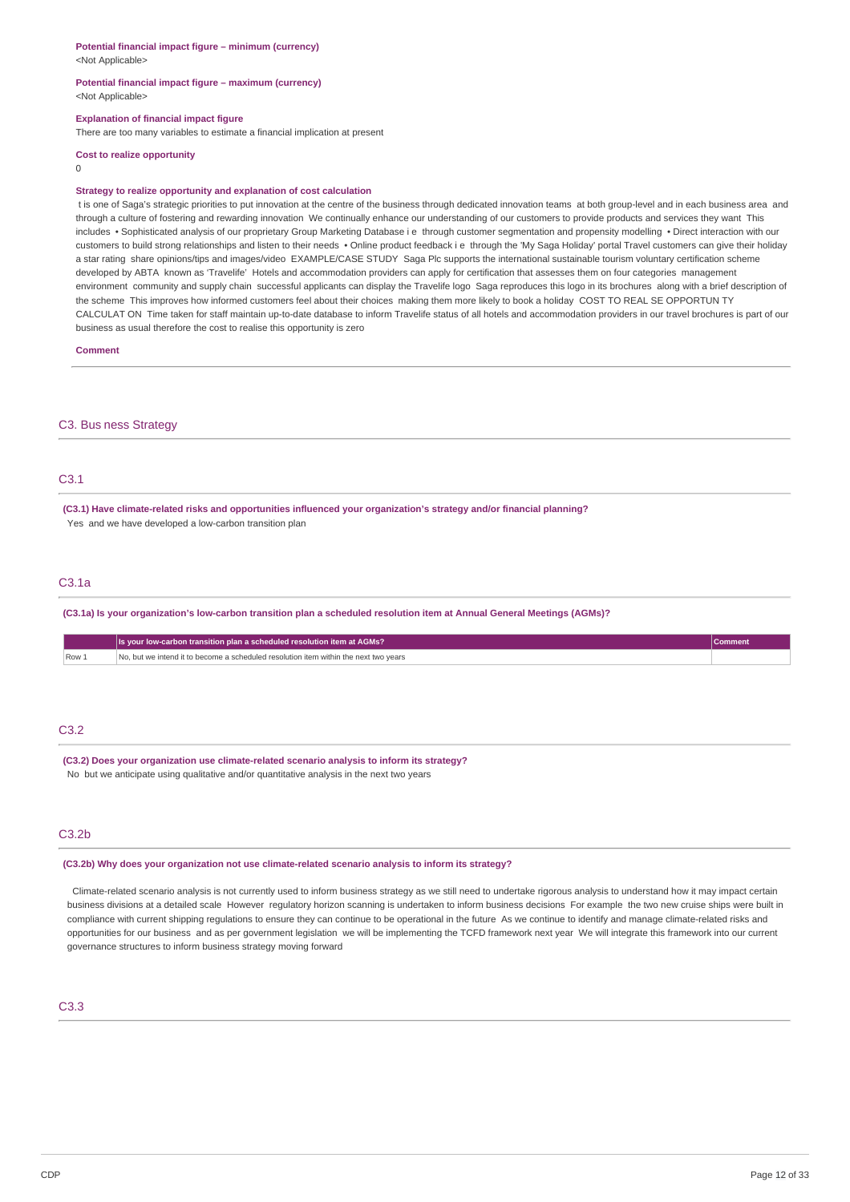**Potential financial impact figure – minimum (currency)**
<Not Applicable>

**Potential financial impact figure – maximum (currency)**
<Not Applicable>

**Explanation of financial impact figure**
There are too many variables to estimate a financial implication at present

**Cost to realize opportunity**
0

**Strategy to realize opportunity and explanation of cost calculation**
t is one of Saga's strategic priorities to put innovation at the centre of the business through dedicated innovation teams at both group-level and in each business area and through a culture of fostering and rewarding innovation We continually enhance our understanding of our customers to provide products and services they want This includes • Sophisticated analysis of our proprietary Group Marketing Database i e through customer segmentation and propensity modelling • Direct interaction with our customers to build strong relationships and listen to their needs • Online product feedback i e through the 'My Saga Holiday' portal Travel customers can give their holiday a star rating share opinions/tips and images/video EXAMPLE/CASE STUDY Saga Plc supports the international sustainable tourism voluntary certification scheme developed by ABTA known as 'Travelife' Hotels and accommodation providers can apply for certification that assesses them on four categories management environment community and supply chain successful applicants can display the Travelife logo Saga reproduces this logo in its brochures along with a brief description of the scheme This improves how informed customers feel about their choices making them more likely to book a holiday COST TO REAL SE OPPORTUN TY CALCULAT ON Time taken for staff maintain up-to-date database to inform Travelife status of all hotels and accommodation providers in our travel brochures is part of our business as usual therefore the cost to realise this opportunity is zero

**Comment**

## C3. Bus ness Strategy

### C3.1

**(C3.1) Have climate-related risks and opportunities influenced your organization's strategy and/or financial planning?**
Yes and we have developed a low-carbon transition plan

### C3.1a

**(C3.1a) Is your organization's low-carbon transition plan a scheduled resolution item at Annual General Meetings (AGMs)?**

| | Is your low-carbon transition plan a scheduled resolution item at AGMs? | Comment |
|---|---|---|
| Row 1 | No, but we intend it to become a scheduled resolution item within the next two years | |

### C3.2

**(C3.2) Does your organization use climate-related scenario analysis to inform its strategy?**
No but we anticipate using qualitative and/or quantitative analysis in the next two years

### C3.2b

**(C3.2b) Why does your organization not use climate-related scenario analysis to inform its strategy?**

Climate-related scenario analysis is not currently used to inform business strategy as we still need to undertake rigorous analysis to understand how it may impact certain business divisions at a detailed scale However regulatory horizon scanning is undertaken to inform business decisions For example the two new cruise ships were built in compliance with current shipping regulations to ensure they can continue to be operational in the future As we continue to identify and manage climate-related risks and opportunities for our business and as per government legislation we will be implementing the TCFD framework next year We will integrate this framework into our current governance structures to inform business strategy moving forward

### C3.3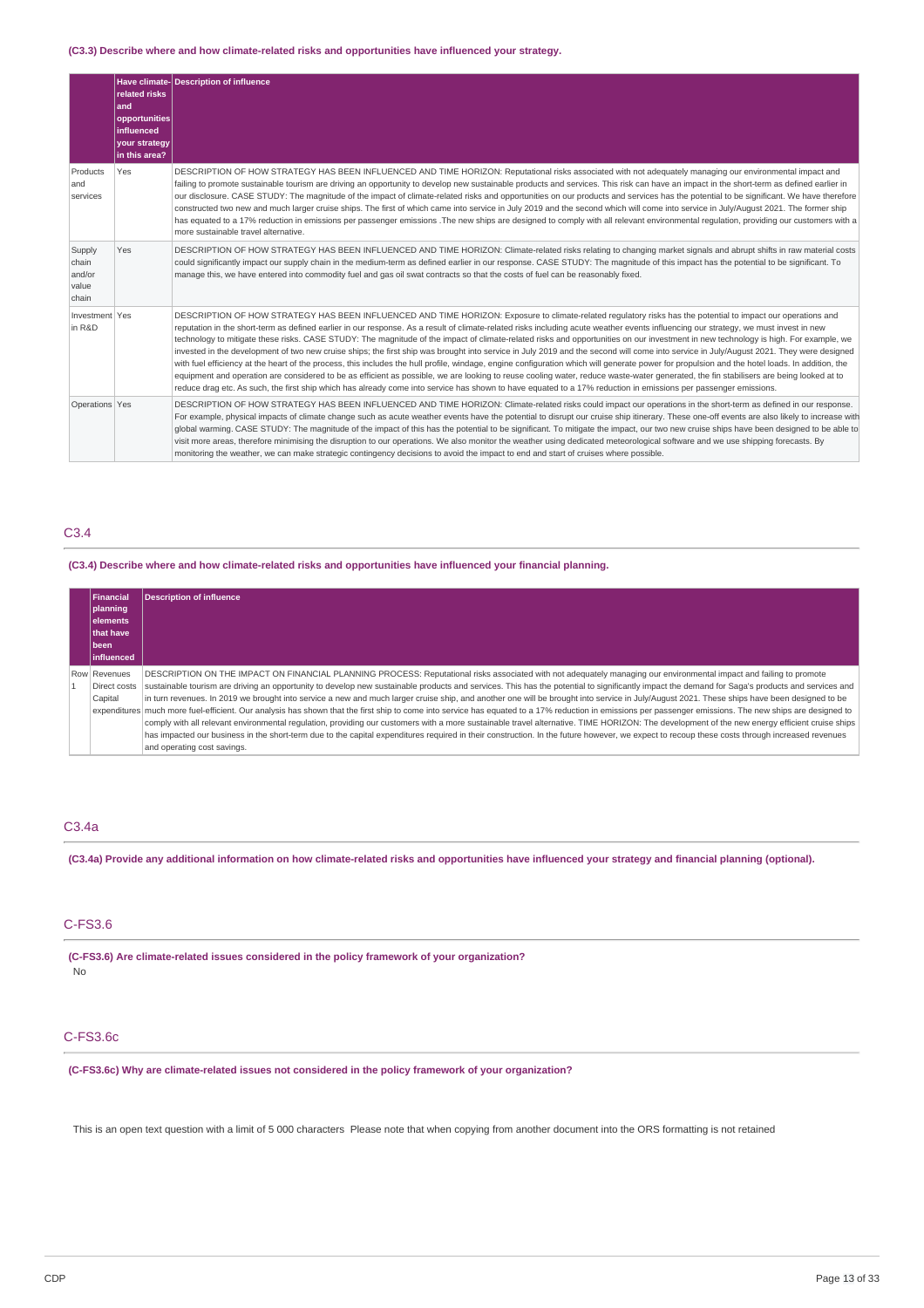**(C3.3) Describe where and how climate-related risks and opportunities have influenced your strategy.**

| | Have climate-related risks and opportunities influenced your strategy in this area? | Description of influence |
|---|---|---|
| Products and services | Yes | DESCRIPTION OF HOW STRATEGY HAS BEEN INFLUENCED AND TIME HORIZON: Reputational risks associated with not adequately managing our environmental impact and failing to promote sustainable tourism are driving an opportunity to develop new sustainable products and services. This risk can have an impact in the short-term as defined earlier in our disclosure. CASE STUDY: The magnitude of the impact of climate-related risks and opportunities on our products and services has the potential to be significant. We have therefore constructed two new and much larger cruise ships. The first of which came into service in July 2019 and the second which will come into service in July/August 2021. The former ship has equated to a 17% reduction in emissions per passenger emissions .The new ships are designed to comply with all relevant environmental regulation, providing our customers with a more sustainable travel alternative. |
| Supply chain and/or value chain | Yes | DESCRIPTION OF HOW STRATEGY HAS BEEN INFLUENCED AND TIME HORIZON: Climate-related risks relating to changing market signals and abrupt shifts in raw material costs could significantly impact our supply chain in the medium-term as defined earlier in our response. CASE STUDY: The magnitude of this impact has the potential to be significant. To manage this, we have entered into commodity fuel and gas oil swat contracts so that the costs of fuel can be reasonably fixed. |
| Investment in R&D | Yes | DESCRIPTION OF HOW STRATEGY HAS BEEN INFLUENCED AND TIME HORIZON: Exposure to climate-related regulatory risks has the potential to impact our operations and reputation in the short-term as defined earlier in our response. As a result of climate-related risks including acute weather events influencing our strategy, we must invest in new technology to mitigate these risks. CASE STUDY: The magnitude of the impact of climate-related risks and opportunities on our investment in new technology is high. For example, we invested in the development of two new cruise ships; the first ship was brought into service in July 2019 and the second will come into service in July/August 2021. They were designed with fuel efficiency at the heart of the process, this includes the hull profile, windage, engine configuration which will generate power for propulsion and the hotel loads. In addition, the equipment and operation are considered to be as efficient as possible, we are looking to reuse cooling water, reduce waste-water generated, the fin stabilisers are being looked at to reduce drag etc. As such, the first ship which has already come into service has shown to have equated to a 17% reduction in emissions per passenger emissions. |
| Operations | Yes | DESCRIPTION OF HOW STRATEGY HAS BEEN INFLUENCED AND TIME HORIZON: Climate-related risks could impact our operations in the short-term as defined in our response. For example, physical impacts of climate change such as acute weather events have the potential to disrupt our cruise ship itinerary. These one-off events are also likely to increase with global warming. CASE STUDY: The magnitude of the impact of this has the potential to be significant. To mitigate the impact, our two new cruise ships have been designed to be able to visit more areas, therefore minimising the disruption to our operations. We also monitor the weather using dedicated meteorological software and we use shipping forecasts. By monitoring the weather, we can make strategic contingency decisions to avoid the impact to end and start of cruises where possible. |

## C3.4

**(C3.4) Describe where and how climate-related risks and opportunities have influenced your financial planning.**

| | Financial planning elements that have been influenced | Description of influence |
|---|---|---|
| Row 1 | Revenues<br>Direct costs<br>Capital expenditures | DESCRIPTION ON THE IMPACT ON FINANCIAL PLANNING PROCESS: Reputational risks associated with not adequately managing our environmental impact and failing to promote sustainable tourism are driving an opportunity to develop new sustainable products and services. This has the potential to significantly impact the demand for Saga's products and services and in turn revenues. In 2019 we brought into service a new and much larger cruise ship, and another one will be brought into service in July/August 2021. These ships have been designed to be much more fuel-efficient. Our analysis has shown that the first ship to come into service has equated to a 17% reduction in emissions per passenger emissions. The new ships are designed to comply with all relevant environmental regulation, providing our customers with a more sustainable travel alternative. TIME HORIZON: The development of the new energy efficient cruise ships has impacted our business in the short-term due to the capital expenditures required in their construction. In the future however, we expect to recoup these costs through increased revenues and operating cost savings. |

## C3.4a

**(C3.4a) Provide any additional information on how climate-related risks and opportunities have influenced your strategy and financial planning (optional).**

## C-FS3.6

**(C-FS3.6) Are climate-related issues considered in the policy framework of your organization?**

No

## C-FS3.6c

**(C-FS3.6c) Why are climate-related issues not considered in the policy framework of your organization?**

This is an open text question with a limit of 5 000 characters Please note that when copying from another document into the ORS formatting is not retained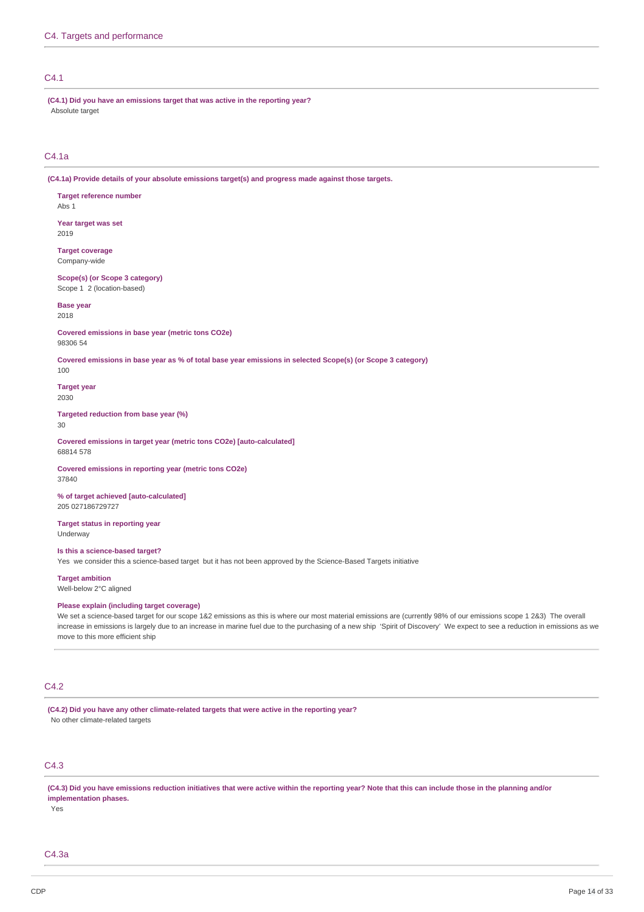## C4. Targets and performance

### C4.1

**(C4.1) Did you have an emissions target that was active in the reporting year?**

Absolute target

### C4.1a

**(C4.1a) Provide details of your absolute emissions target(s) and progress made against those targets.**

**Target reference number**
Abs 1

**Year target was set**
2019

**Target coverage**
Company-wide

**Scope(s) (or Scope 3 category)**
Scope 1 2 (location-based)

**Base year**
2018

**Covered emissions in base year (metric tons CO2e)**
98306 54

**Covered emissions in base year as % of total base year emissions in selected Scope(s) (or Scope 3 category)**
100

**Target year**
2030

**Targeted reduction from base year (%)**
30

**Covered emissions in target year (metric tons CO2e) [auto-calculated]**
68814 578

**Covered emissions in reporting year (metric tons CO2e)**
37840

**% of target achieved [auto-calculated]**
205 027186729727

**Target status in reporting year**
Underway

**Is this a science-based target?**
Yes we consider this a science-based target but it has not been approved by the Science-Based Targets initiative

**Target ambition**
Well-below 2°C aligned

**Please explain (including target coverage)**
We set a science-based target for our scope 1&2 emissions as this is where our most material emissions are (currently 98% of our emissions scope 1 2&3) The overall increase in emissions is largely due to an increase in marine fuel due to the purchasing of a new ship 'Spirit of Discovery' We expect to see a reduction in emissions as we move to this more efficient ship

### C4.2

**(C4.2) Did you have any other climate-related targets that were active in the reporting year?**

No other climate-related targets

### C4.3

**(C4.3) Did you have emissions reduction initiatives that were active within the reporting year? Note that this can include those in the planning and/or implementation phases.**

Yes

### C4.3a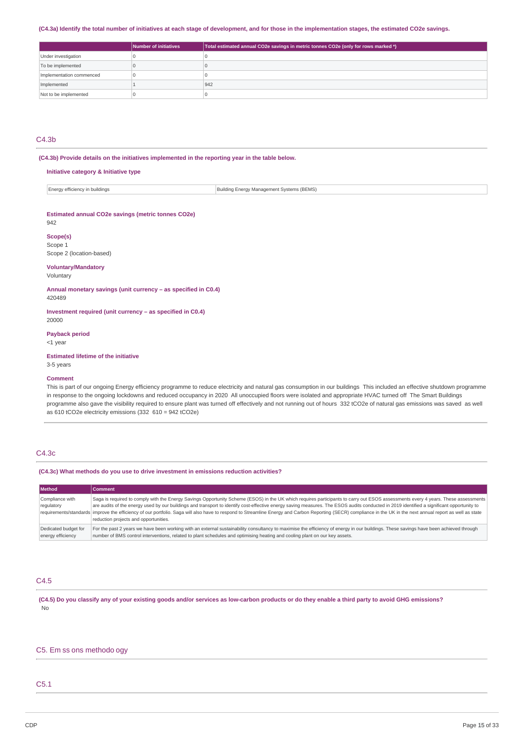(C4.3a) Identify the total number of initiatives at each stage of development, and for those in the implementation stages, the estimated CO2e savings.

| | Number of initiatives | Total estimated annual CO2e savings in metric tonnes CO2e (only for rows marked *) |
|---|---|---|
| Under investigation | 0 | 0 |
| To be implemented | 0 | 0 |
| Implementation commenced | 0 | 0 |
| Implemented | 1 | 942 |
| Not to be implemented | 0 | 0 |

## C4.3b

(C4.3b) Provide details on the initiatives implemented in the reporting year in the table below.

**Initiative category & Initiative type**

| Energy efficiency in buildings | Building Energy Management Systems (BEMS) |
|---|---|

**Estimated annual CO2e savings (metric tonnes CO2e)**
942

**Scope(s)**
Scope 1
Scope 2 (location-based)

**Voluntary/Mandatory**
Voluntary

**Annual monetary savings (unit currency – as specified in C0.4)**
420489

**Investment required (unit currency – as specified in C0.4)**
20000

**Payback period**
<1 year

**Estimated lifetime of the initiative**
3-5 years

**Comment**
This is part of our ongoing Energy efficiency programme to reduce electricity and natural gas consumption in our buildings This included an effective shutdown programme in response to the ongoing lockdowns and reduced occupancy in 2020 All unoccupied floors were isolated and appropriate HVAC turned off The Smart Buildings programme also gave the visibility required to ensure plant was turned off effectively and not running out of hours 332 tCO2e of natural gas emissions was saved as well as 610 tCO2e electricity emissions (332 610 = 942 tCO2e)

## C4.3c

(C4.3c) What methods do you use to drive investment in emissions reduction activities?

| Method | Comment |
|---|---|
| Compliance with regulatory requirements/standards | Saga is required to comply with the Energy Savings Opportunity Scheme (ESOS) in the UK which requires participants to carry out ESOS assessments every 4 years. These assessments are audits of the energy used by our buildings and transport to identify cost-effective energy saving measures. The ESOS audits conducted in 2019 identified a significant opportunity to improve the efficiency of our portfolio. Saga will also have to respond to Streamline Energy and Carbon Reporting (SECR) compliance in the UK in the next annual report as well as state reduction projects and opportunities. |
| Dedicated budget for energy efficiency | For the past 2 years we have been working with an external sustainability consultancy to maximise the efficiency of energy in our buildings. These savings have been achieved through number of BMS control interventions, related to plant schedules and optimising heating and cooling plant on our key assets. |

## C4.5

(C4.5) Do you classify any of your existing goods and/or services as low-carbon products or do they enable a third party to avoid GHG emissions?
No

# C5. Em ss ons methodo ogy

## C5.1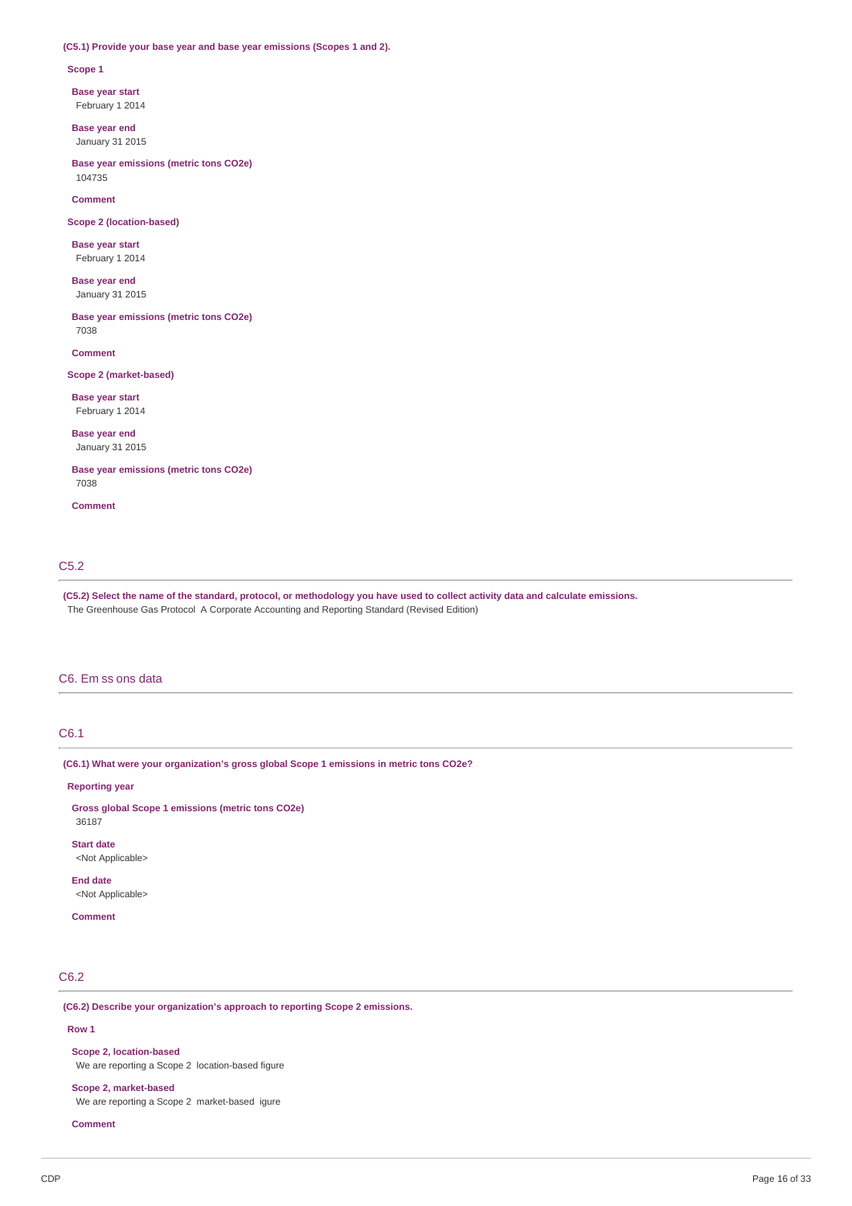**(C5.1) Provide your base year and base year emissions (Scopes 1 and 2).**

**Scope 1**

**Base year start**
February 1 2014

**Base year end**
January 31 2015

**Base year emissions (metric tons CO2e)**
104735

**Comment**

**Scope 2 (location-based)**

**Base year start**
February 1 2014

**Base year end**
January 31 2015

**Base year emissions (metric tons CO2e)**
7038

**Comment**

**Scope 2 (market-based)**

**Base year start**
February 1 2014

**Base year end**
January 31 2015

**Base year emissions (metric tons CO2e)**
7038

**Comment**

## C5.2

**(C5.2) Select the name of the standard, protocol, or methodology you have used to collect activity data and calculate emissions.**
The Greenhouse Gas Protocol A Corporate Accounting and Reporting Standard (Revised Edition)

# C6. Em ss ons data

## C6.1

**(C6.1) What were your organization's gross global Scope 1 emissions in metric tons CO2e?**

**Reporting year**

**Gross global Scope 1 emissions (metric tons CO2e)**
36187

**Start date**
<Not Applicable>

**End date**
<Not Applicable>

**Comment**

## C6.2

**(C6.2) Describe your organization's approach to reporting Scope 2 emissions.**

**Row 1**

**Scope 2, location-based**
We are reporting a Scope 2 location-based figure

**Scope 2, market-based**
We are reporting a Scope 2 market-based igure

**Comment**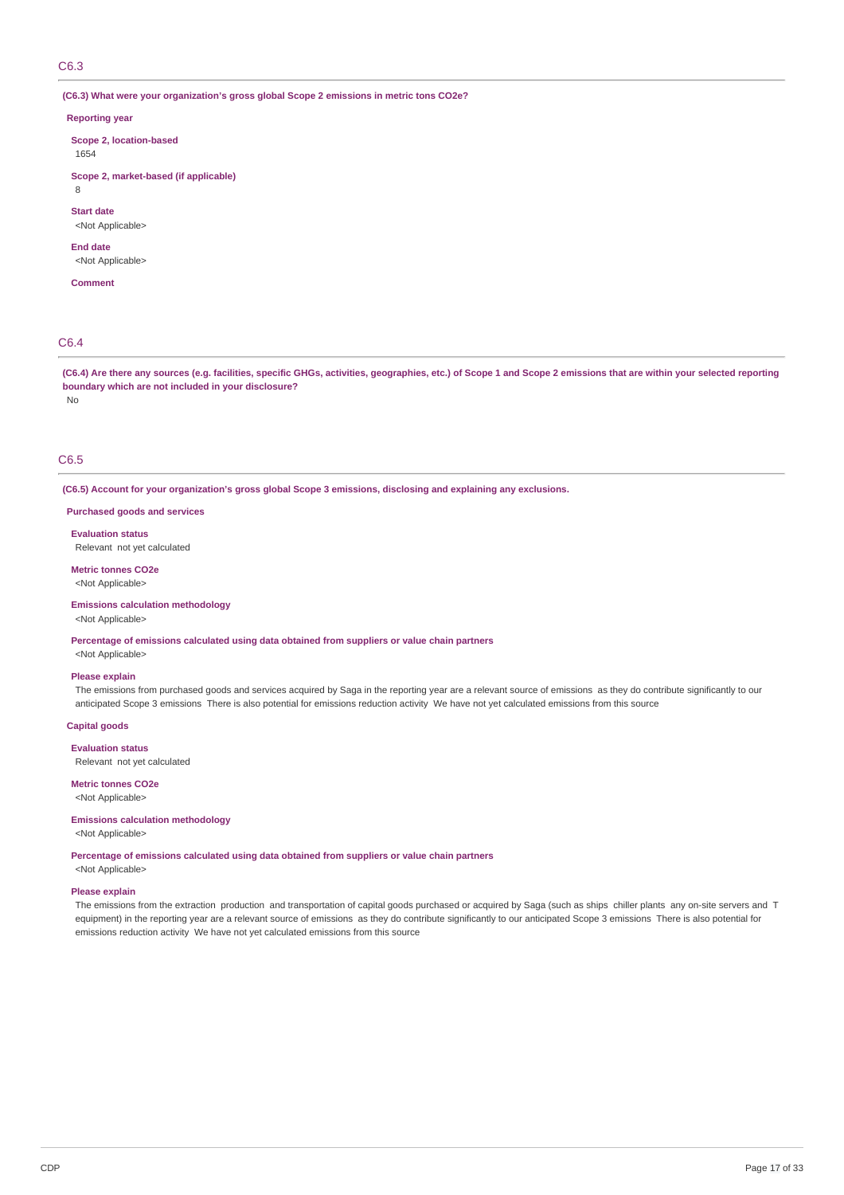## C6.3

**(C6.3) What were your organization's gross global Scope 2 emissions in metric tons CO2e?**

**Reporting year**

**Scope 2, location-based**
1654

**Scope 2, market-based (if applicable)**
8

**Start date**
<Not Applicable>

**End date**
<Not Applicable>

**Comment**

## C6.4

**(C6.4) Are there any sources (e.g. facilities, specific GHGs, activities, geographies, etc.) of Scope 1 and Scope 2 emissions that are within your selected reporting boundary which are not included in your disclosure?**
No

## C6.5

**(C6.5) Account for your organization's gross global Scope 3 emissions, disclosing and explaining any exclusions.**

**Purchased goods and services**

**Evaluation status**
Relevant not yet calculated

**Metric tonnes CO2e**
<Not Applicable>

**Emissions calculation methodology**
<Not Applicable>

**Percentage of emissions calculated using data obtained from suppliers or value chain partners**
<Not Applicable>

**Please explain**
The emissions from purchased goods and services acquired by Saga in the reporting year are a relevant source of emissions as they do contribute significantly to our anticipated Scope 3 emissions There is also potential for emissions reduction activity We have not yet calculated emissions from this source

**Capital goods**

**Evaluation status**
Relevant not yet calculated

**Metric tonnes CO2e**
<Not Applicable>

**Emissions calculation methodology**
<Not Applicable>

**Percentage of emissions calculated using data obtained from suppliers or value chain partners**
<Not Applicable>

**Please explain**
The emissions from the extraction production and transportation of capital goods purchased or acquired by Saga (such as ships chiller plants any on-site servers and T equipment) in the reporting year are a relevant source of emissions as they do contribute significantly to our anticipated Scope 3 emissions There is also potential for emissions reduction activity We have not yet calculated emissions from this source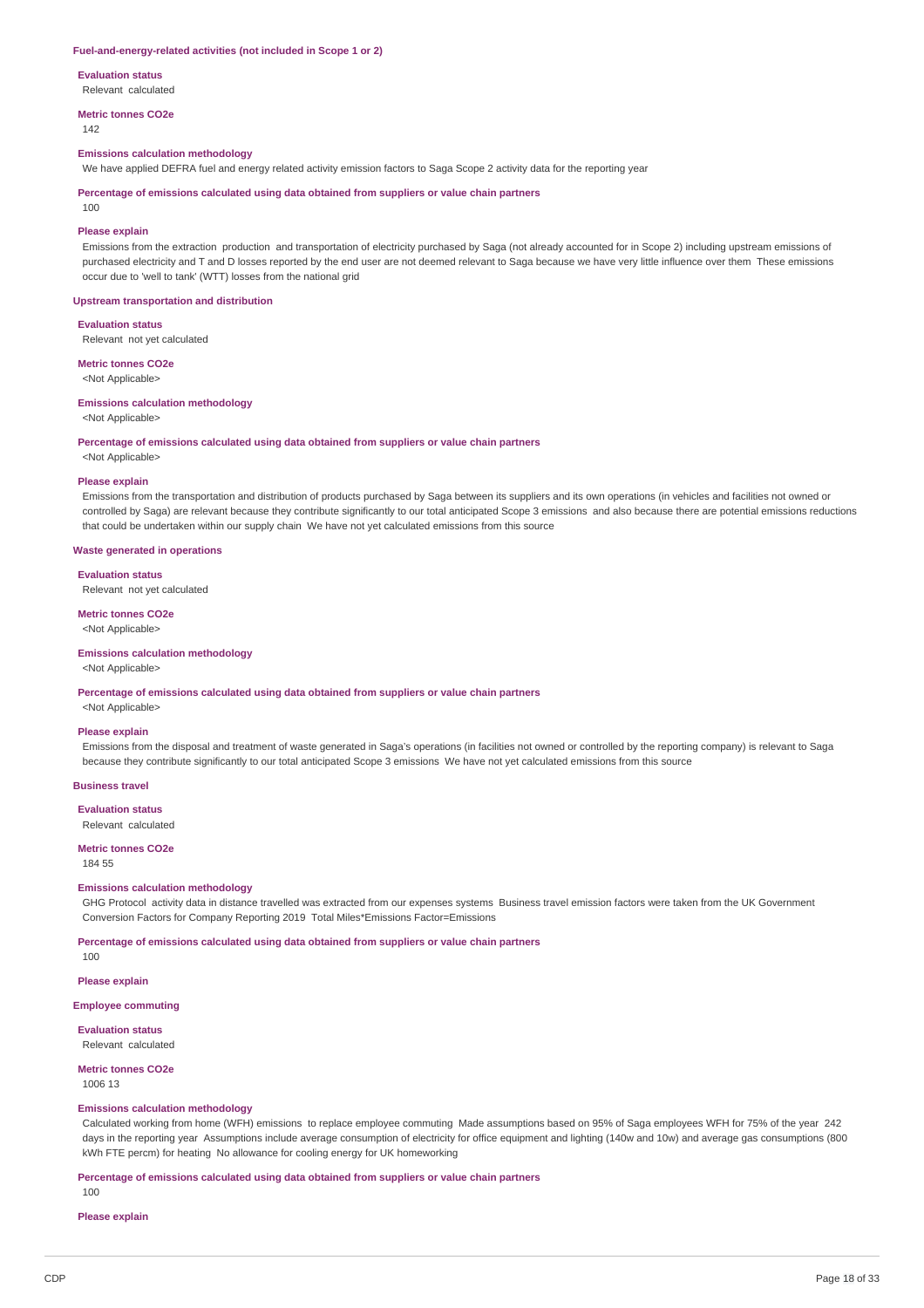### Fuel-and-energy-related activities (not included in Scope 1 or 2)

**Evaluation status**

Relevant calculated

**Metric tonnes CO2e**

142

**Emissions calculation methodology**

We have applied DEFRA fuel and energy related activity emission factors to Saga Scope 2 activity data for the reporting year

**Percentage of emissions calculated using data obtained from suppliers or value chain partners**

100

**Please explain**

Emissions from the extraction production and transportation of electricity purchased by Saga (not already accounted for in Scope 2) including upstream emissions of purchased electricity and T and D losses reported by the end user are not deemed relevant to Saga because we have very little influence over them These emissions occur due to 'well to tank' (WTT) losses from the national grid

### Upstream transportation and distribution

**Evaluation status**

Relevant not yet calculated

**Metric tonnes CO2e**

<Not Applicable>

**Emissions calculation methodology**

<Not Applicable>

**Percentage of emissions calculated using data obtained from suppliers or value chain partners**

<Not Applicable>

**Please explain**

Emissions from the transportation and distribution of products purchased by Saga between its suppliers and its own operations (in vehicles and facilities not owned or controlled by Saga) are relevant because they contribute significantly to our total anticipated Scope 3 emissions and also because there are potential emissions reductions that could be undertaken within our supply chain We have not yet calculated emissions from this source

### Waste generated in operations

**Evaluation status**

Relevant not yet calculated

**Metric tonnes CO2e**

<Not Applicable>

**Emissions calculation methodology**

<Not Applicable>

**Percentage of emissions calculated using data obtained from suppliers or value chain partners**

<Not Applicable>

**Please explain**

Emissions from the disposal and treatment of waste generated in Saga's operations (in facilities not owned or controlled by the reporting company) is relevant to Saga because they contribute significantly to our total anticipated Scope 3 emissions We have not yet calculated emissions from this source

### Business travel

**Evaluation status**

Relevant calculated

**Metric tonnes CO2e**

184 55

**Emissions calculation methodology**

GHG Protocol activity data in distance travelled was extracted from our expenses systems Business travel emission factors were taken from the UK Government Conversion Factors for Company Reporting 2019 Total Miles*Emissions Factor=Emissions

**Percentage of emissions calculated using data obtained from suppliers or value chain partners**

100

**Please explain**

### Employee commuting

**Evaluation status**

Relevant calculated

**Metric tonnes CO2e**

1006 13

**Emissions calculation methodology**

Calculated working from home (WFH) emissions to replace employee commuting Made assumptions based on 95% of Saga employees WFH for 75% of the year 242 days in the reporting year Assumptions include average consumption of electricity for office equipment and lighting (140w and 10w) and average gas consumptions (800 kWh FTE percm) for heating No allowance for cooling energy for UK homeworking

**Percentage of emissions calculated using data obtained from suppliers or value chain partners**

100

**Please explain**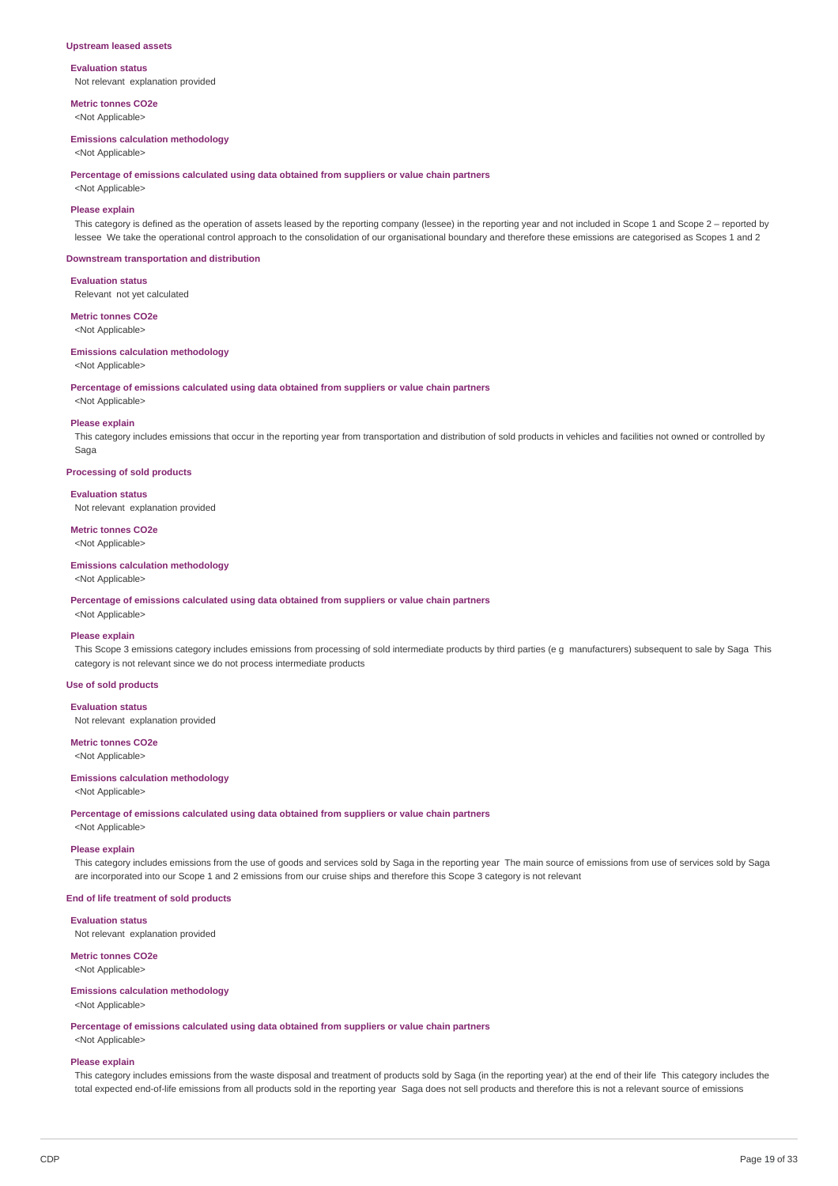### Upstream leased assets

**Evaluation status**

Not relevant explanation provided

**Metric tonnes CO2e**

<Not Applicable>

**Emissions calculation methodology**

<Not Applicable>

**Percentage of emissions calculated using data obtained from suppliers or value chain partners**

<Not Applicable>

**Please explain**

This category is defined as the operation of assets leased by the reporting company (lessee) in the reporting year and not included in Scope 1 and Scope 2 – reported by lessee We take the operational control approach to the consolidation of our organisational boundary and therefore these emissions are categorised as Scopes 1 and 2

### Downstream transportation and distribution

**Evaluation status**

Relevant not yet calculated

**Metric tonnes CO2e**

<Not Applicable>

**Emissions calculation methodology**

<Not Applicable>

**Percentage of emissions calculated using data obtained from suppliers or value chain partners**

<Not Applicable>

**Please explain**

This category includes emissions that occur in the reporting year from transportation and distribution of sold products in vehicles and facilities not owned or controlled by Saga

### Processing of sold products

**Evaluation status**

Not relevant explanation provided

**Metric tonnes CO2e**

<Not Applicable>

**Emissions calculation methodology**

<Not Applicable>

**Percentage of emissions calculated using data obtained from suppliers or value chain partners**

<Not Applicable>

**Please explain**

This Scope 3 emissions category includes emissions from processing of sold intermediate products by third parties (e g manufacturers) subsequent to sale by Saga This category is not relevant since we do not process intermediate products

### Use of sold products

**Evaluation status**

Not relevant explanation provided

**Metric tonnes CO2e**

<Not Applicable>

**Emissions calculation methodology**

<Not Applicable>

**Percentage of emissions calculated using data obtained from suppliers or value chain partners**

<Not Applicable>

**Please explain**

This category includes emissions from the use of goods and services sold by Saga in the reporting year The main source of emissions from use of services sold by Saga are incorporated into our Scope 1 and 2 emissions from our cruise ships and therefore this Scope 3 category is not relevant

### End of life treatment of sold products

**Evaluation status**

Not relevant explanation provided

**Metric tonnes CO2e**

<Not Applicable>

**Emissions calculation methodology**

<Not Applicable>

**Percentage of emissions calculated using data obtained from suppliers or value chain partners**

<Not Applicable>

**Please explain**

This category includes emissions from the waste disposal and treatment of products sold by Saga (in the reporting year) at the end of their life This category includes the total expected end-of-life emissions from all products sold in the reporting year Saga does not sell products and therefore this is not a relevant source of emissions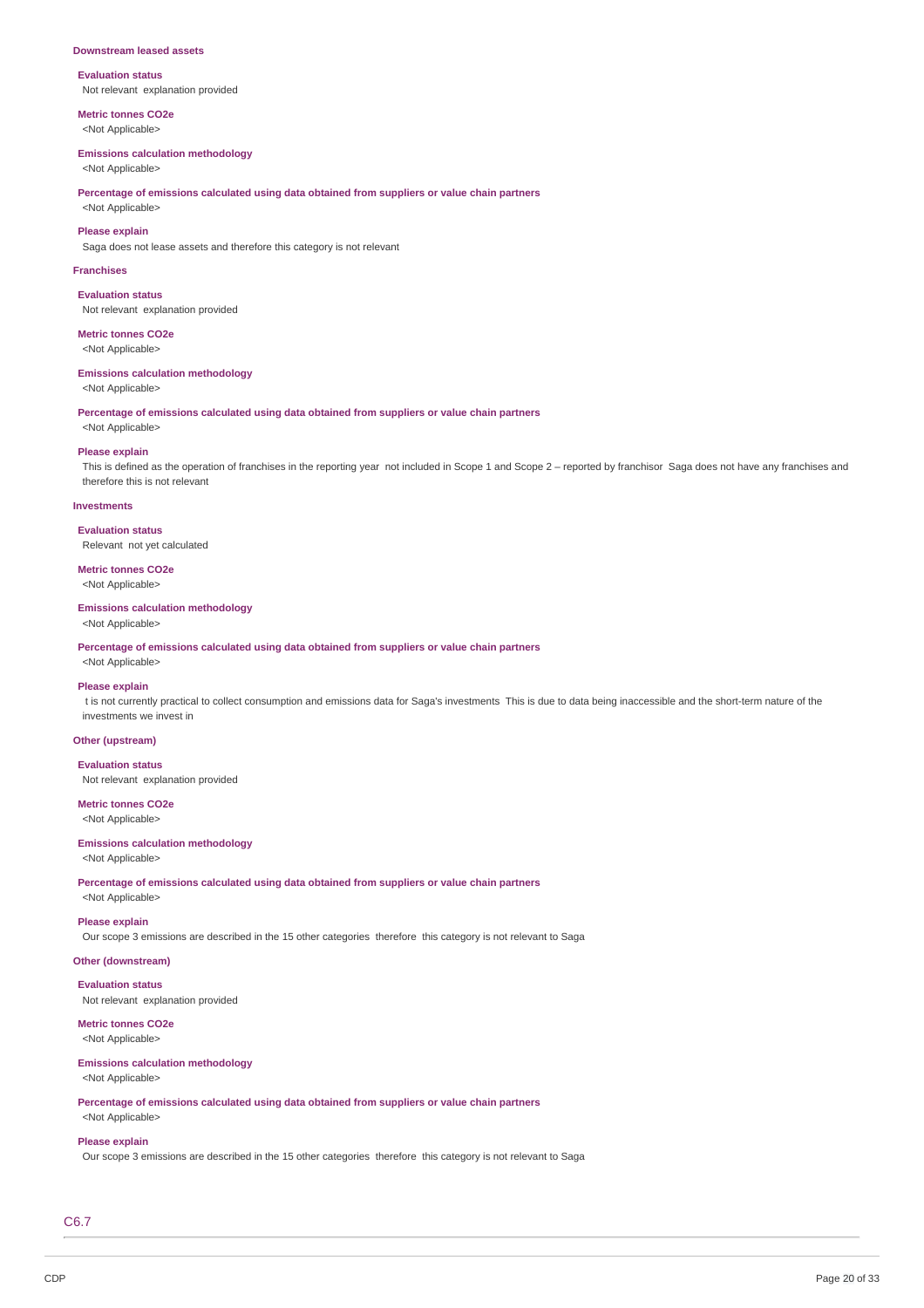### Downstream leased assets

**Evaluation status**
Not relevant explanation provided

**Metric tonnes CO2e**
<Not Applicable>

**Emissions calculation methodology**
<Not Applicable>

**Percentage of emissions calculated using data obtained from suppliers or value chain partners**
<Not Applicable>

**Please explain**
Saga does not lease assets and therefore this category is not relevant

### Franchises

**Evaluation status**
Not relevant explanation provided

**Metric tonnes CO2e**
<Not Applicable>

**Emissions calculation methodology**
<Not Applicable>

**Percentage of emissions calculated using data obtained from suppliers or value chain partners**
<Not Applicable>

**Please explain**
This is defined as the operation of franchises in the reporting year not included in Scope 1 and Scope 2 – reported by franchisor Saga does not have any franchises and therefore this is not relevant

### Investments

**Evaluation status**
Relevant not yet calculated

**Metric tonnes CO2e**
<Not Applicable>

**Emissions calculation methodology**
<Not Applicable>

**Percentage of emissions calculated using data obtained from suppliers or value chain partners**
<Not Applicable>

**Please explain**
t is not currently practical to collect consumption and emissions data for Saga's investments This is due to data being inaccessible and the short-term nature of the investments we invest in

### Other (upstream)

**Evaluation status**
Not relevant explanation provided

**Metric tonnes CO2e**
<Not Applicable>

**Emissions calculation methodology**
<Not Applicable>

**Percentage of emissions calculated using data obtained from suppliers or value chain partners**
<Not Applicable>

**Please explain**
Our scope 3 emissions are described in the 15 other categories therefore this category is not relevant to Saga

### Other (downstream)

**Evaluation status**
Not relevant explanation provided

**Metric tonnes CO2e**
<Not Applicable>

**Emissions calculation methodology**
<Not Applicable>

**Percentage of emissions calculated using data obtained from suppliers or value chain partners**
<Not Applicable>

**Please explain**
Our scope 3 emissions are described in the 15 other categories therefore this category is not relevant to Saga

## C6.7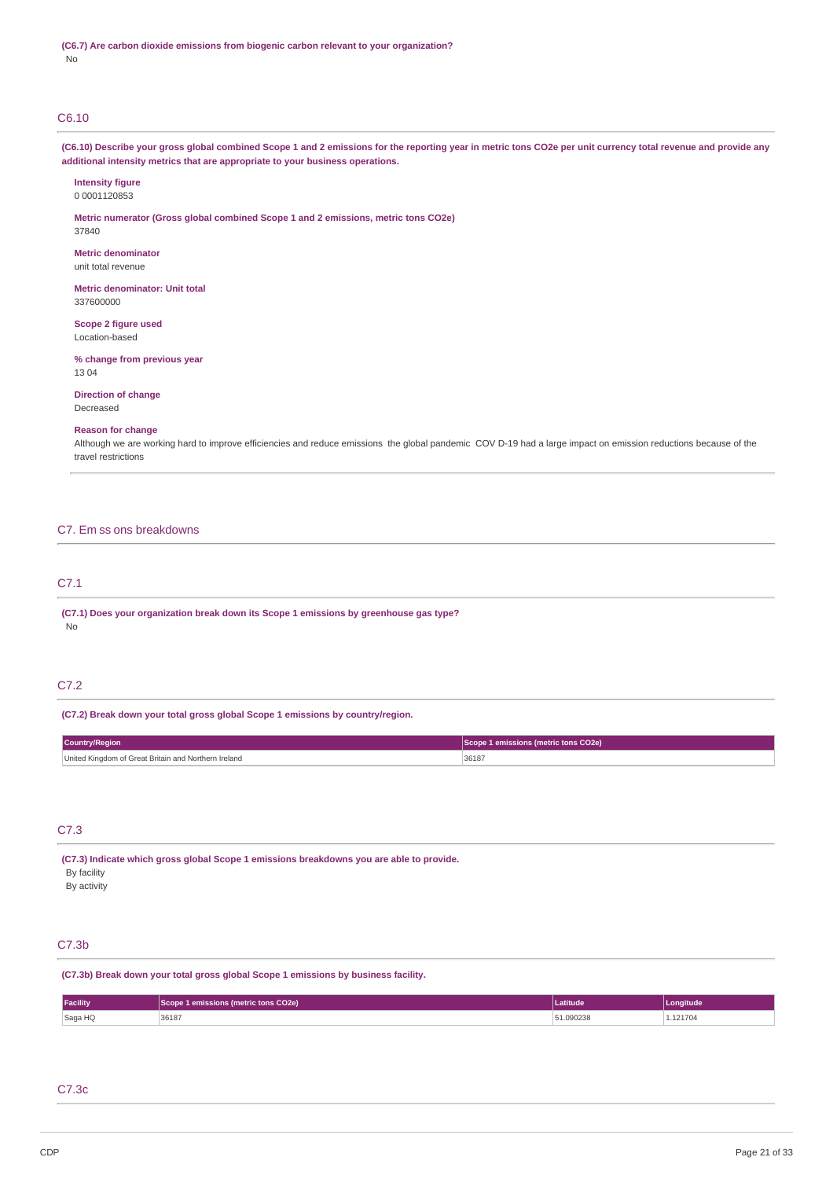**(C6.7) Are carbon dioxide emissions from biogenic carbon relevant to your organization?**
No

## C6.10

**(C6.10) Describe your gross global combined Scope 1 and 2 emissions for the reporting year in metric tons CO2e per unit currency total revenue and provide any additional intensity metrics that are appropriate to your business operations.**

**Intensity figure**
0 0001120853

**Metric numerator (Gross global combined Scope 1 and 2 emissions, metric tons CO2e)**
37840

**Metric denominator**
unit total revenue

**Metric denominator: Unit total**
337600000

**Scope 2 figure used**
Location-based

**% change from previous year**
13 04

**Direction of change**
Decreased

**Reason for change**
Although we are working hard to improve efficiencies and reduce emissions the global pandemic COV D-19 had a large impact on emission reductions because of the travel restrictions

# C7. Em ss ons breakdowns

## C7.1

**(C7.1) Does your organization break down its Scope 1 emissions by greenhouse gas type?**
No

## C7.2

**(C7.2) Break down your total gross global Scope 1 emissions by country/region.**

| Country/Region | Scope 1 emissions (metric tons CO2e) |
|---|---|
| United Kingdom of Great Britain and Northern Ireland | 36187 |

## C7.3

**(C7.3) Indicate which gross global Scope 1 emissions breakdowns you are able to provide.**
By facility
By activity

## C7.3b

**(C7.3b) Break down your total gross global Scope 1 emissions by business facility.**

| Facility | Scope 1 emissions (metric tons CO2e) | Latitude | Longitude |
|---|---|---|---|
| Saga HQ | 36187 | 51.090238 | 1.121704 |

## C7.3c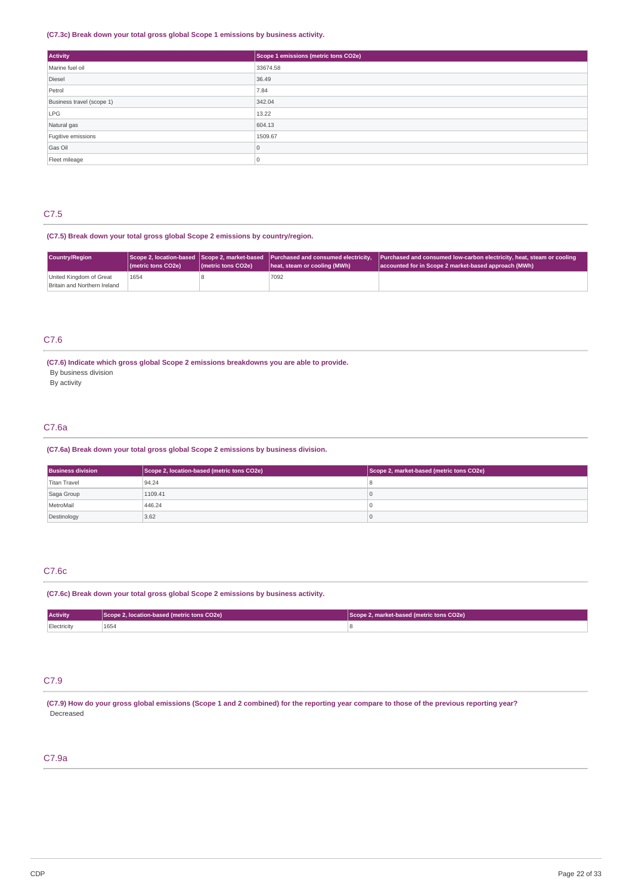**(C7.3c) Break down your total gross global Scope 1 emissions by business activity.**

| Activity | Scope 1 emissions (metric tons CO2e) |
|---|---|
| Marine fuel oil | 33674.58 |
| Diesel | 36.49 |
| Petrol | 7.84 |
| Business travel (scope 1) | 342.04 |
| LPG | 13.22 |
| Natural gas | 604.13 |
| Fugitive emissions | 1509.67 |
| Gas Oil | 0 |
| Fleet mileage | 0 |

## C7.5

**(C7.5) Break down your total gross global Scope 2 emissions by country/region.**

| Country/Region | Scope 2, location-based (metric tons CO2e) | Scope 2, market-based (metric tons CO2e) | Purchased and consumed electricity, heat, steam or cooling (MWh) | Purchased and consumed low-carbon electricity, heat, steam or cooling accounted for in Scope 2 market-based approach (MWh) |
|---|---|---|---|---|
| United Kingdom of Great Britain and Northern Ireland | 1654 | 8 | 7092 | |

## C7.6

**(C7.6) Indicate which gross global Scope 2 emissions breakdowns you are able to provide.**

By business division

By activity

## C7.6a

**(C7.6a) Break down your total gross global Scope 2 emissions by business division.**

| Business division | Scope 2, location-based (metric tons CO2e) | Scope 2, market-based (metric tons CO2e) |
|---|---|---|
| Titan Travel | 94.24 | 8 |
| Saga Group | 1109.41 | 0 |
| MetroMail | 446.24 | 0 |
| Destinology | 3.62 | 0 |

## C7.6c

**(C7.6c) Break down your total gross global Scope 2 emissions by business activity.**

| Activity | Scope 2, location-based (metric tons CO2e) | Scope 2, market-based (metric tons CO2e) |
|---|---|---|
| Electricity | 1654 | 8 |

## C7.9

**(C7.9) How do your gross global emissions (Scope 1 and 2 combined) for the reporting year compare to those of the previous reporting year?**

Decreased

## C7.9a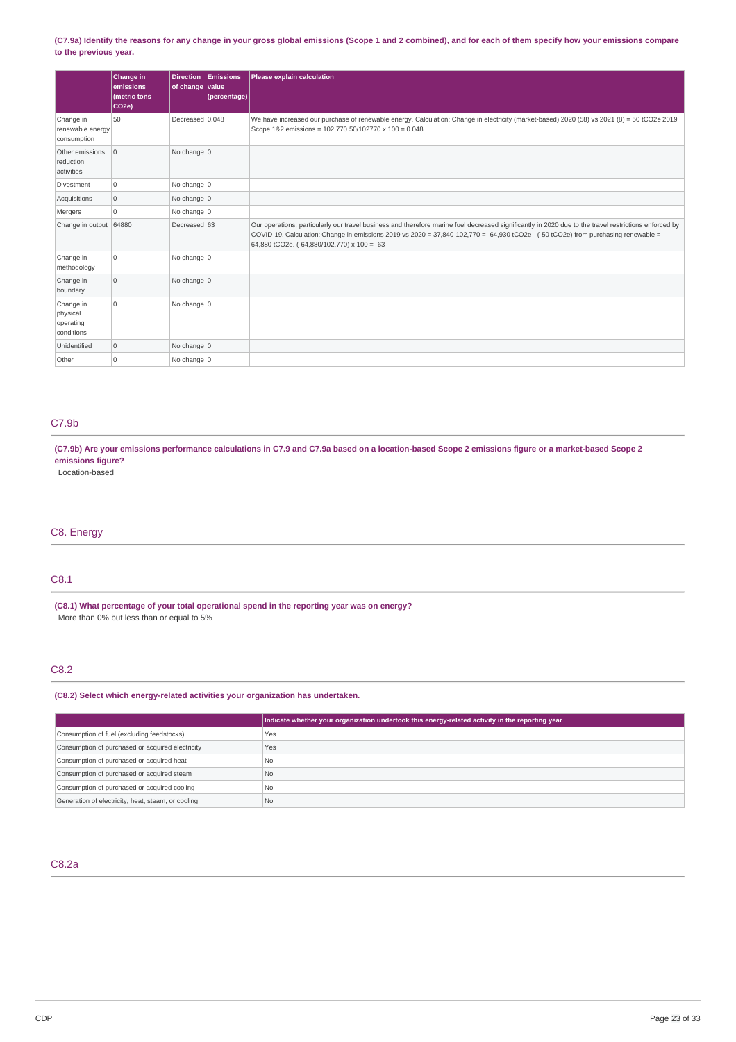**(C7.9a) Identify the reasons for any change in your gross global emissions (Scope 1 and 2 combined), and for each of them specify how your emissions compare to the previous year.**

| | Change in emissions (metric tons CO2e) | Direction of change | Emissions value (percentage) | Please explain calculation |
|---|---|---|---|---|
| Change in renewable energy consumption | 50 | Decreased | 0.048 | We have increased our purchase of renewable energy. Calculation: Change in electricity (market-based) 2020 (58) vs 2021 (8) = 50 tCO2e 2019 Scope 1&2 emissions = 102,770 50/102770 x 100 = 0.048 |
| Other emissions reduction activities | 0 | No change | 0 | |
| Divestment | 0 | No change | 0 | |
| Acquisitions | 0 | No change | 0 | |
| Mergers | 0 | No change | 0 | |
| Change in output | 64880 | Decreased | 63 | Our operations, particularly our travel business and therefore marine fuel decreased significantly in 2020 due to the travel restrictions enforced by COVID-19. Calculation: Change in emissions 2019 vs 2020 = 37,840-102,770 = -64,930 tCO2e - (-50 tCO2e) from purchasing renewable = -64,880 tCO2e. (-64,880/102,770) x 100 = -63 |
| Change in methodology | 0 | No change | 0 | |
| Change in boundary | 0 | No change | 0 | |
| Change in physical operating conditions | 0 | No change | 0 | |
| Unidentified | 0 | No change | 0 | |
| Other | 0 | No change | 0 | |

## C7.9b

**(C7.9b) Are your emissions performance calculations in C7.9 and C7.9a based on a location-based Scope 2 emissions figure or a market-based Scope 2 emissions figure?**

Location-based

# C8. Energy

## C8.1

**(C8.1) What percentage of your total operational spend in the reporting year was on energy?**

More than 0% but less than or equal to 5%

## C8.2

**(C8.2) Select which energy-related activities your organization has undertaken.**

| | Indicate whether your organization undertook this energy-related activity in the reporting year |
|---|---|
| Consumption of fuel (excluding feedstocks) | Yes |
| Consumption of purchased or acquired electricity | Yes |
| Consumption of purchased or acquired heat | No |
| Consumption of purchased or acquired steam | No |
| Consumption of purchased or acquired cooling | No |
| Generation of electricity, heat, steam, or cooling | No |

## C8.2a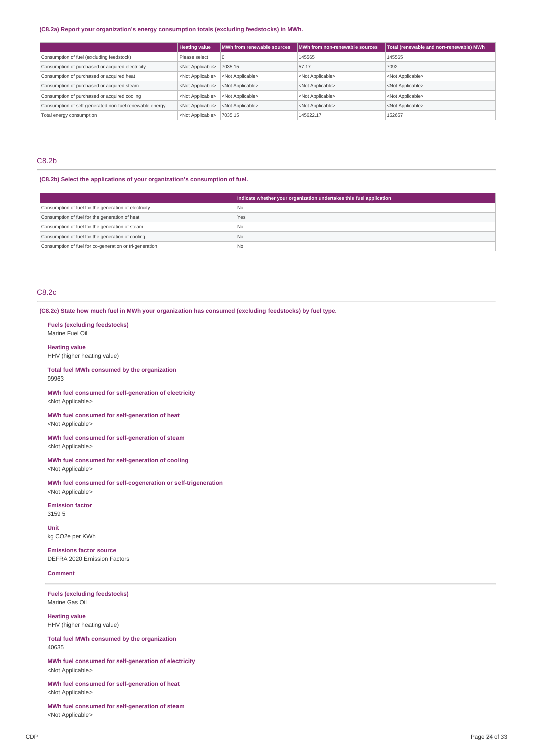**(C8.2a) Report your organization's energy consumption totals (excluding feedstocks) in MWh.**

| | Heating value | MWh from renewable sources | MWh from non-renewable sources | Total (renewable and non-renewable) MWh |
|---|---|---|---|---|
| Consumption of fuel (excluding feedstock) | Please select | 0 | 145565 | 145565 |
| Consumption of purchased or acquired electricity | <Not Applicable> | 7035.15 | 57.17 | 7092 |
| Consumption of purchased or acquired heat | <Not Applicable> | <Not Applicable> | <Not Applicable> | <Not Applicable> |
| Consumption of purchased or acquired steam | <Not Applicable> | <Not Applicable> | <Not Applicable> | <Not Applicable> |
| Consumption of purchased or acquired cooling | <Not Applicable> | <Not Applicable> | <Not Applicable> | <Not Applicable> |
| Consumption of self-generated non-fuel renewable energy | <Not Applicable> | <Not Applicable> | <Not Applicable> | <Not Applicable> |
| Total energy consumption | <Not Applicable> | 7035.15 | 145622.17 | 152657 |

## C8.2b

**(C8.2b) Select the applications of your organization's consumption of fuel.**

| | Indicate whether your organization undertakes this fuel application |
|---|---|
| Consumption of fuel for the generation of electricity | No |
| Consumption of fuel for the generation of heat | Yes |
| Consumption of fuel for the generation of steam | No |
| Consumption of fuel for the generation of cooling | No |
| Consumption of fuel for co-generation or tri-generation | No |

## C8.2c

**(C8.2c) State how much fuel in MWh your organization has consumed (excluding feedstocks) by fuel type.**

**Fuels (excluding feedstocks)**
Marine Fuel Oil

**Heating value**
HHV (higher heating value)

**Total fuel MWh consumed by the organization**
99963

**MWh fuel consumed for self-generation of electricity**
<Not Applicable>

**MWh fuel consumed for self-generation of heat**
<Not Applicable>

**MWh fuel consumed for self-generation of steam**
<Not Applicable>

**MWh fuel consumed for self-generation of cooling**
<Not Applicable>

**MWh fuel consumed for self-cogeneration or self-trigeneration**
<Not Applicable>

**Emission factor**
3159 5

**Unit**
kg CO2e per KWh

**Emissions factor source**
DEFRA 2020 Emission Factors

**Comment**

---

**Fuels (excluding feedstocks)**
Marine Gas Oil

**Heating value**
HHV (higher heating value)

**Total fuel MWh consumed by the organization**
40635

**MWh fuel consumed for self-generation of electricity**
<Not Applicable>

**MWh fuel consumed for self-generation of heat**
<Not Applicable>

**MWh fuel consumed for self-generation of steam**
<Not Applicable>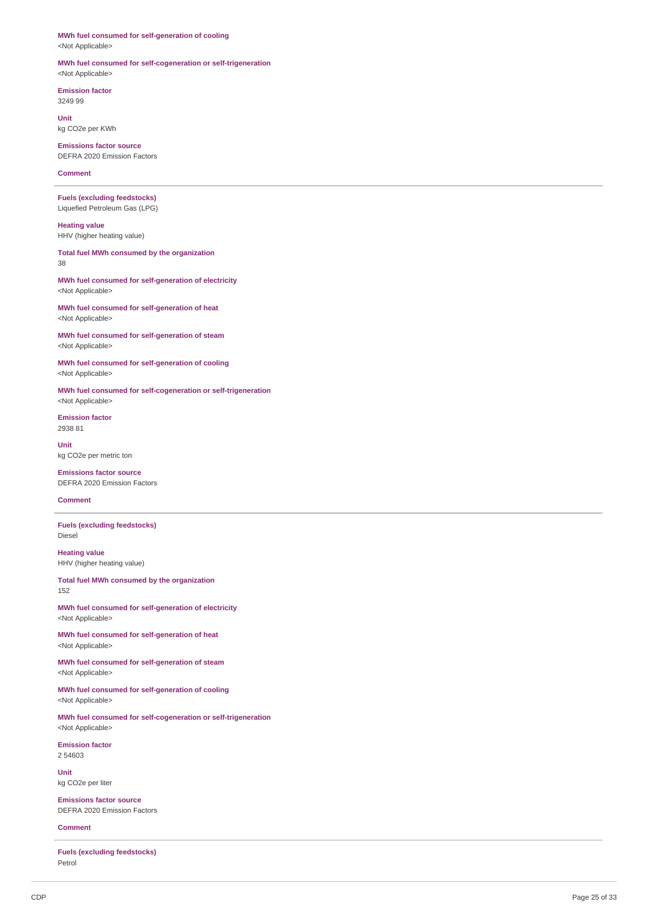**MWh fuel consumed for self-generation of cooling**
<Not Applicable>

**MWh fuel consumed for self-cogeneration or self-trigeneration**
<Not Applicable>

**Emission factor**
3249 99

**Unit**
kg CO2e per KWh

**Emissions factor source**
DEFRA 2020 Emission Factors

**Comment**

---

**Fuels (excluding feedstocks)**
Liquefied Petroleum Gas (LPG)

**Heating value**
HHV (higher heating value)

**Total fuel MWh consumed by the organization**
38

**MWh fuel consumed for self-generation of electricity**
<Not Applicable>

**MWh fuel consumed for self-generation of heat**
<Not Applicable>

**MWh fuel consumed for self-generation of steam**
<Not Applicable>

**MWh fuel consumed for self-generation of cooling**
<Not Applicable>

**MWh fuel consumed for self-cogeneration or self-trigeneration**
<Not Applicable>

**Emission factor**
2938 81

**Unit**
kg CO2e per metric ton

**Emissions factor source**
DEFRA 2020 Emission Factors

**Comment**

---

**Fuels (excluding feedstocks)**
Diesel

**Heating value**
HHV (higher heating value)

**Total fuel MWh consumed by the organization**
152

**MWh fuel consumed for self-generation of electricity**
<Not Applicable>

**MWh fuel consumed for self-generation of heat**
<Not Applicable>

**MWh fuel consumed for self-generation of steam**
<Not Applicable>

**MWh fuel consumed for self-generation of cooling**
<Not Applicable>

**MWh fuel consumed for self-cogeneration or self-trigeneration**
<Not Applicable>

**Emission factor**
2 54603

**Unit**
kg CO2e per liter

**Emissions factor source**
DEFRA 2020 Emission Factors

**Comment**

---

**Fuels (excluding feedstocks)**
Petrol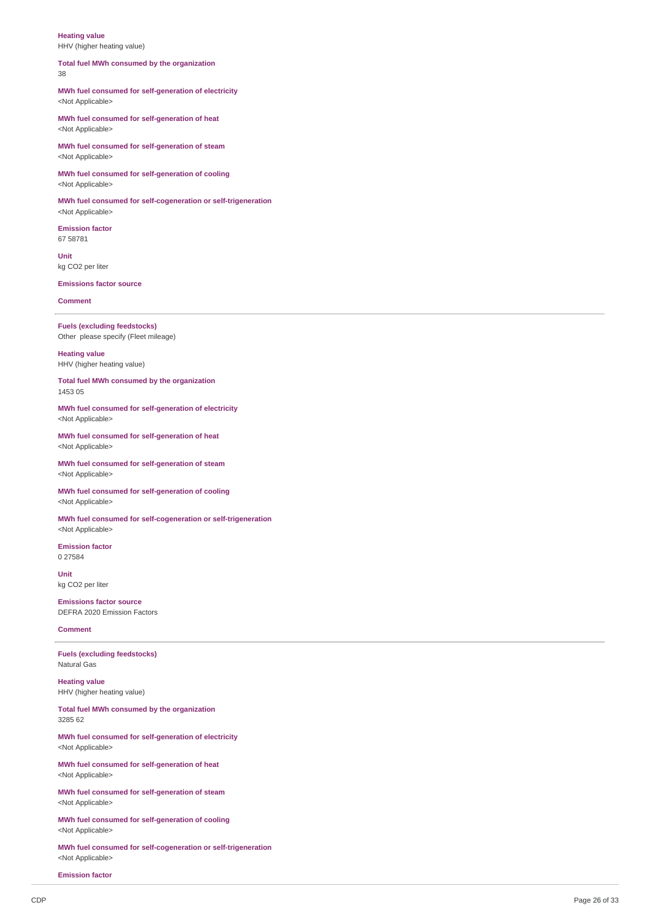**Heating value**
HHV (higher heating value)

**Total fuel MWh consumed by the organization**
38

**MWh fuel consumed for self-generation of electricity**
<Not Applicable>

**MWh fuel consumed for self-generation of heat**
<Not Applicable>

**MWh fuel consumed for self-generation of steam**
<Not Applicable>

**MWh fuel consumed for self-generation of cooling**
<Not Applicable>

**MWh fuel consumed for self-cogeneration or self-trigeneration**
<Not Applicable>

**Emission factor**
67 58781

**Unit**
kg CO2 per liter

**Emissions factor source**

**Comment**

---

**Fuels (excluding feedstocks)**
Other please specify (Fleet mileage)

**Heating value**
HHV (higher heating value)

**Total fuel MWh consumed by the organization**
1453 05

**MWh fuel consumed for self-generation of electricity**
<Not Applicable>

**MWh fuel consumed for self-generation of heat**
<Not Applicable>

**MWh fuel consumed for self-generation of steam**
<Not Applicable>

**MWh fuel consumed for self-generation of cooling**
<Not Applicable>

**MWh fuel consumed for self-cogeneration or self-trigeneration**
<Not Applicable>

**Emission factor**
0 27584

**Unit**
kg CO2 per liter

**Emissions factor source**
DEFRA 2020 Emission Factors

**Comment**

---

**Fuels (excluding feedstocks)**
Natural Gas

**Heating value**
HHV (higher heating value)

**Total fuel MWh consumed by the organization**
3285 62

**MWh fuel consumed for self-generation of electricity**
<Not Applicable>

**MWh fuel consumed for self-generation of heat**
<Not Applicable>

**MWh fuel consumed for self-generation of steam**
<Not Applicable>

**MWh fuel consumed for self-generation of cooling**
<Not Applicable>

**MWh fuel consumed for self-cogeneration or self-trigeneration**
<Not Applicable>

**Emission factor**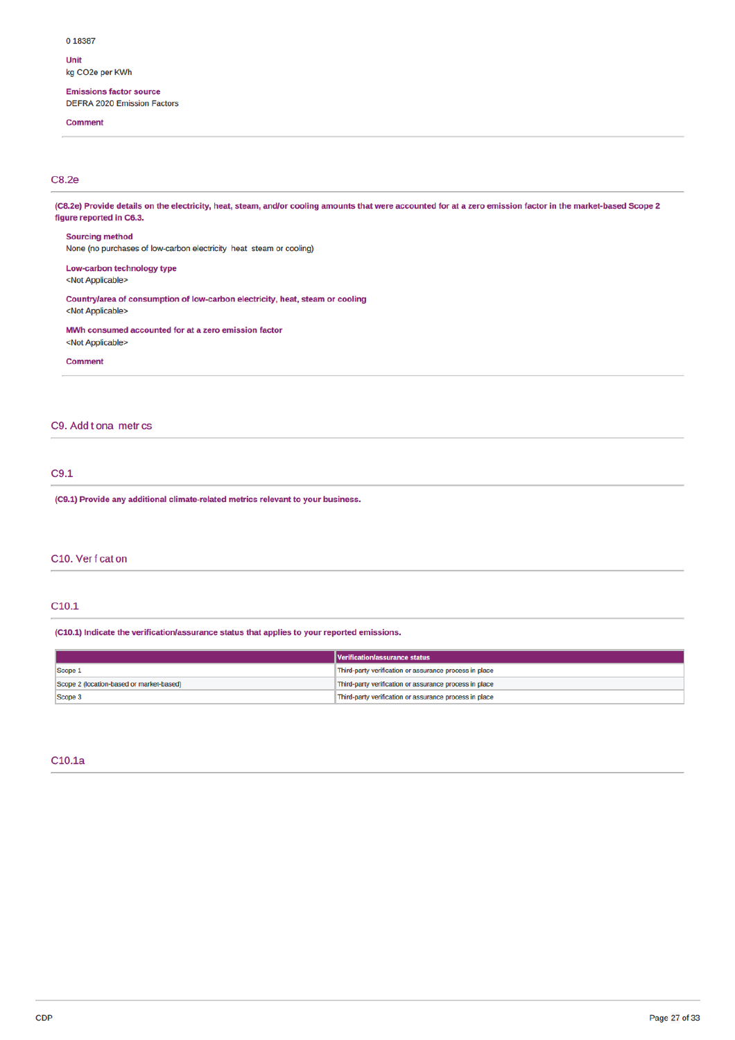0 18387

**Unit**
kg CO2e per KWh

**Emissions factor source**
DEFRA 2020 Emission Factors

**Comment**

---

## C8.2e

**(C8.2e) Provide details on the electricity, heat, steam, and/or cooling amounts that were accounted for at a zero emission factor in the market-based Scope 2 figure reported in C6.3.**

**Sourcing method**
None (no purchases of low-carbon electricity heat steam or cooling)

**Low-carbon technology type**
<Not Applicable>

**Country/area of consumption of low-carbon electricity, heat, steam or cooling**
<Not Applicable>

**MWh consumed accounted for at a zero emission factor**
<Not Applicable>

**Comment**

---

# C9. Add t ona metr cs

## C9.1

**(C9.1) Provide any additional climate-related metrics relevant to your business.**

# C10. Ver f cat on

## C10.1

**(C10.1) Indicate the verification/assurance status that applies to your reported emissions.**

| | Verification/assurance status |
|---|---|
| Scope 1 | Third-party verification or assurance process in place |
| Scope 2 (location-based or market-based) | Third-party verification or assurance process in place |
| Scope 3 | Third-party verification or assurance process in place |

## C10.1a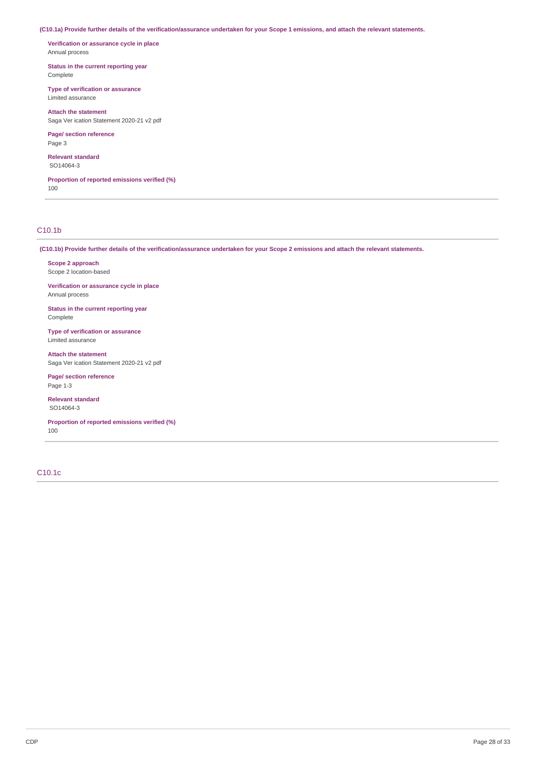**(C10.1a) Provide further details of the verification/assurance undertaken for your Scope 1 emissions, and attach the relevant statements.**

**Verification or assurance cycle in place**
Annual process

**Status in the current reporting year**
Complete

**Type of verification or assurance**
Limited assurance

**Attach the statement**
Saga Ver ication Statement 2020-21 v2 pdf

**Page/ section reference**
Page 3

**Relevant standard**
SO14064-3

**Proportion of reported emissions verified (%)**
100

## C10.1b

**(C10.1b) Provide further details of the verification/assurance undertaken for your Scope 2 emissions and attach the relevant statements.**

**Scope 2 approach**
Scope 2 location-based

**Verification or assurance cycle in place**
Annual process

**Status in the current reporting year**
Complete

**Type of verification or assurance**
Limited assurance

**Attach the statement**
Saga Ver ication Statement 2020-21 v2 pdf

**Page/ section reference**
Page 1-3

**Relevant standard**
SO14064-3

**Proportion of reported emissions verified (%)**
100

## C10.1c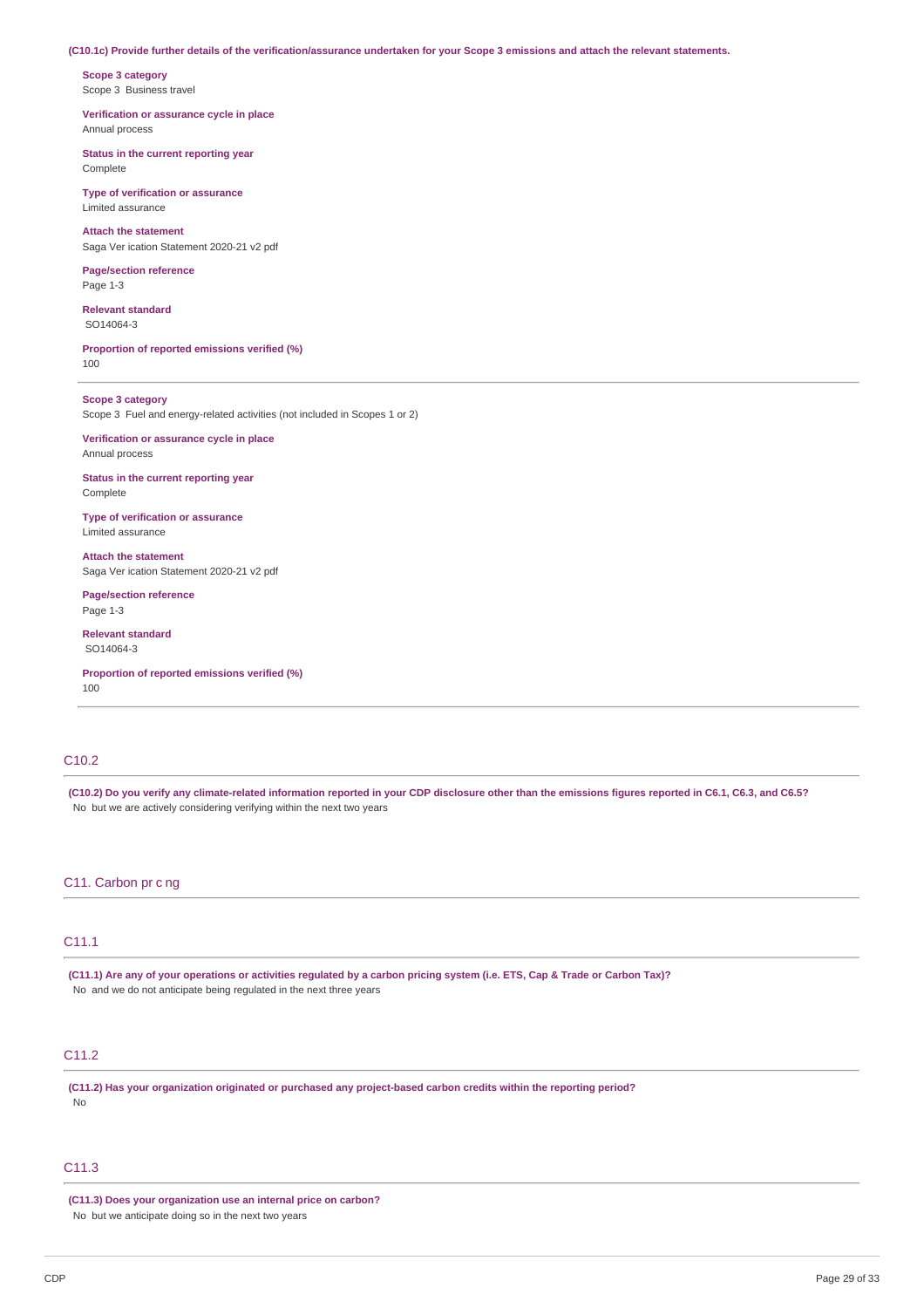(C10.1c) Provide further details of the verification/assurance undertaken for your Scope 3 emissions and attach the relevant statements.

**Scope 3 category**
Scope 3 Business travel

**Verification or assurance cycle in place**
Annual process

**Status in the current reporting year**
Complete

**Type of verification or assurance**
Limited assurance

**Attach the statement**
Saga Ver ication Statement 2020-21 v2 pdf

**Page/section reference**
Page 1-3

**Relevant standard**
SO14064-3

**Proportion of reported emissions verified (%)**
100

---

**Scope 3 category**
Scope 3 Fuel and energy-related activities (not included in Scopes 1 or 2)

**Verification or assurance cycle in place**
Annual process

**Status in the current reporting year**
Complete

**Type of verification or assurance**
Limited assurance

**Attach the statement**
Saga Ver ication Statement 2020-21 v2 pdf

**Page/section reference**
Page 1-3

**Relevant standard**
SO14064-3

**Proportion of reported emissions verified (%)**
100

## C10.2

**(C10.2) Do you verify any climate-related information reported in your CDP disclosure other than the emissions figures reported in C6.1, C6.3, and C6.5?**
No but we are actively considering verifying within the next two years

# C11. Carbon pr c ng

## C11.1

**(C11.1) Are any of your operations or activities regulated by a carbon pricing system (i.e. ETS, Cap & Trade or Carbon Tax)?**
No and we do not anticipate being regulated in the next three years

## C11.2

**(C11.2) Has your organization originated or purchased any project-based carbon credits within the reporting period?**
No

## C11.3

**(C11.3) Does your organization use an internal price on carbon?**
No but we anticipate doing so in the next two years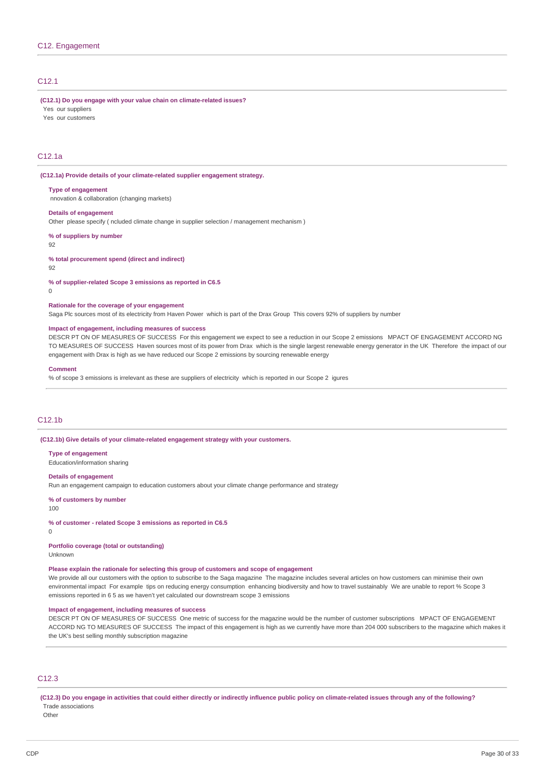## C12. Engagement

### C12.1

**(C12.1) Do you engage with your value chain on climate-related issues?**

Yes our suppliers

Yes our customers

### C12.1a

**(C12.1a) Provide details of your climate-related supplier engagement strategy.**

**Type of engagement**

nnovation & collaboration (changing markets)

**Details of engagement**

Other please specify ( ncluded climate change in supplier selection / management mechanism )

**% of suppliers by number**

92

**% total procurement spend (direct and indirect)**

92

**% of supplier-related Scope 3 emissions as reported in C6.5**

0

**Rationale for the coverage of your engagement**

Saga Plc sources most of its electricity from Haven Power which is part of the Drax Group This covers 92% of suppliers by number

**Impact of engagement, including measures of success**

DESCR PT ON OF MEASURES OF SUCCESS For this engagement we expect to see a reduction in our Scope 2 emissions MPACT OF ENGAGEMENT ACCORD NG TO MEASURES OF SUCCESS Haven sources most of its power from Drax which is the single largest renewable energy generator in the UK Therefore the impact of our engagement with Drax is high as we have reduced our Scope 2 emissions by sourcing renewable energy

**Comment**

% of scope 3 emissions is irrelevant as these are suppliers of electricity which is reported in our Scope 2 igures

### C12.1b

**(C12.1b) Give details of your climate-related engagement strategy with your customers.**

**Type of engagement**

Education/information sharing

**Details of engagement**

Run an engagement campaign to education customers about your climate change performance and strategy

**% of customers by number**

100

**% of customer - related Scope 3 emissions as reported in C6.5**

0

**Portfolio coverage (total or outstanding)**

Unknown

**Please explain the rationale for selecting this group of customers and scope of engagement**

We provide all our customers with the option to subscribe to the Saga magazine The magazine includes several articles on how customers can minimise their own environmental impact For example tips on reducing energy consumption enhancing biodiversity and how to travel sustainably We are unable to report % Scope 3 emissions reported in 6 5 as we haven't yet calculated our downstream scope 3 emissions

**Impact of engagement, including measures of success**

DESCR PT ON OF MEASURES OF SUCCESS One metric of success for the magazine would be the number of customer subscriptions MPACT OF ENGAGEMENT ACCORD NG TO MEASURES OF SUCCESS The impact of this engagement is high as we currently have more than 204 000 subscribers to the magazine which makes it the UK's best selling monthly subscription magazine

### C12.3

**(C12.3) Do you engage in activities that could either directly or indirectly influence public policy on climate-related issues through any of the following?**

Trade associations

Other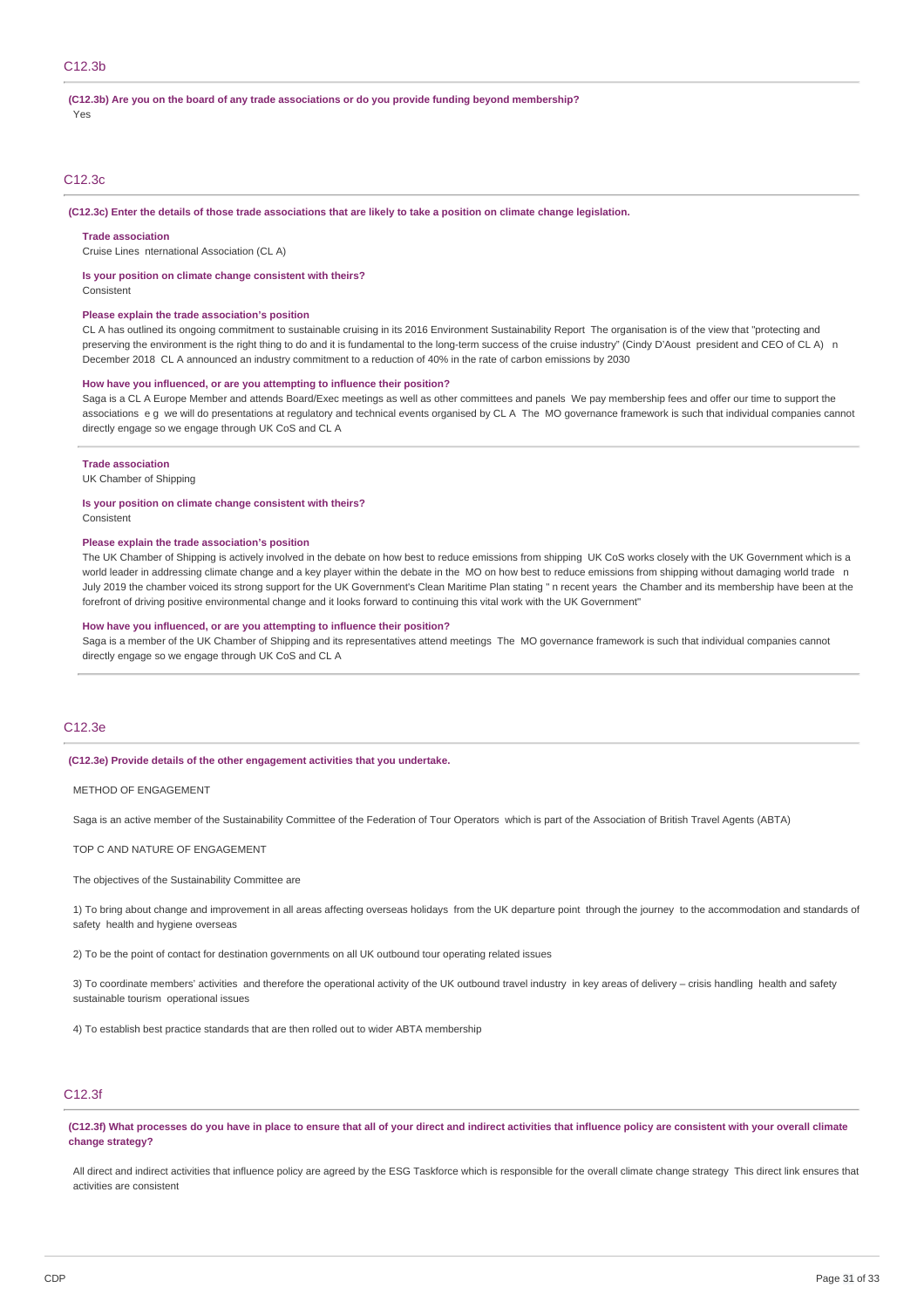## C12.3b

**(C12.3b) Are you on the board of any trade associations or do you provide funding beyond membership?**

Yes

## C12.3c

**(C12.3c) Enter the details of those trade associations that are likely to take a position on climate change legislation.**

**Trade association**

Cruise Lines nternational Association (CL A)

**Is your position on climate change consistent with theirs?**

Consistent

**Please explain the trade association's position**

CL A has outlined its ongoing commitment to sustainable cruising in its 2016 Environment Sustainability Report The organisation is of the view that "protecting and preserving the environment is the right thing to do and it is fundamental to the long-term success of the cruise industry" (Cindy D'Aoust president and CEO of CL A) n December 2018 CL A announced an industry commitment to a reduction of 40% in the rate of carbon emissions by 2030

**How have you influenced, or are you attempting to influence their position?**

Saga is a CL A Europe Member and attends Board/Exec meetings as well as other committees and panels We pay membership fees and offer our time to support the associations e g we will do presentations at regulatory and technical events organised by CL A The MO governance framework is such that individual companies cannot directly engage so we engage through UK CoS and CL A

**Trade association**

UK Chamber of Shipping

**Is your position on climate change consistent with theirs?**

Consistent

**Please explain the trade association's position**

The UK Chamber of Shipping is actively involved in the debate on how best to reduce emissions from shipping UK CoS works closely with the UK Government which is a world leader in addressing climate change and a key player within the debate in the MO on how best to reduce emissions from shipping without damaging world trade n July 2019 the chamber voiced its strong support for the UK Government's Clean Maritime Plan stating " n recent years the Chamber and its membership have been at the forefront of driving positive environmental change and it looks forward to continuing this vital work with the UK Government"

**How have you influenced, or are you attempting to influence their position?**

Saga is a member of the UK Chamber of Shipping and its representatives attend meetings The MO governance framework is such that individual companies cannot directly engage so we engage through UK CoS and CL A

## C12.3e

**(C12.3e) Provide details of the other engagement activities that you undertake.**

METHOD OF ENGAGEMENT

Saga is an active member of the Sustainability Committee of the Federation of Tour Operators which is part of the Association of British Travel Agents (ABTA)

TOP C AND NATURE OF ENGAGEMENT

The objectives of the Sustainability Committee are

1) To bring about change and improvement in all areas affecting overseas holidays from the UK departure point through the journey to the accommodation and standards of safety health and hygiene overseas

2) To be the point of contact for destination governments on all UK outbound tour operating related issues

3) To coordinate members' activities and therefore the operational activity of the UK outbound travel industry in key areas of delivery – crisis handling health and safety sustainable tourism operational issues

4) To establish best practice standards that are then rolled out to wider ABTA membership

## C12.3f

**(C12.3f) What processes do you have in place to ensure that all of your direct and indirect activities that influence policy are consistent with your overall climate change strategy?**

All direct and indirect activities that influence policy are agreed by the ESG Taskforce which is responsible for the overall climate change strategy This direct link ensures that activities are consistent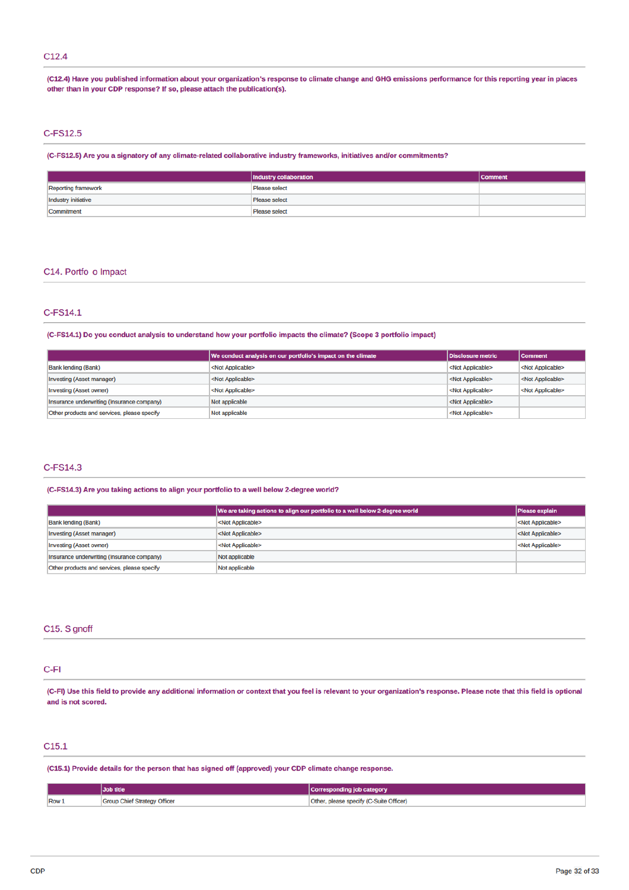## C12.4

**(C12.4) Have you published information about your organization's response to climate change and GHG emissions performance for this reporting year in places other than in your CDP response? If so, please attach the publication(s).**

## C-FS12.5

**(C-FS12.5) Are you a signatory of any climate-related collaborative industry frameworks, initiatives and/or commitments?**

| | Industry collaboration | Comment |
|---|---|---|
| Reporting framework | Please select | |
| Industry initiative | Please select | |
| Commitment | Please select | |

# C14. Portfo o Impact

## C-FS14.1

**(C-FS14.1) Do you conduct analysis to understand how your portfolio impacts the climate? (Scope 3 portfolio impact)**

| | We conduct analysis on our portfolio's impact on the climate | Disclosure metric | Comment |
|---|---|---|---|
| Bank lending (Bank) | <Not Applicable> | <Not Applicable> | <Not Applicable> |
| Investing (Asset manager) | <Not Applicable> | <Not Applicable> | <Not Applicable> |
| Investing (Asset owner) | <Not Applicable> | <Not Applicable> | <Not Applicable> |
| Insurance underwriting (Insurance company) | Not applicable | <Not Applicable> | |
| Other products and services, please specify | Not applicable | <Not Applicable> | |

## C-FS14.3

**(C-FS14.3) Are you taking actions to align your portfolio to a well below 2-degree world?**

| | We are taking actions to align our portfolio to a well below 2-degree world | Please explain |
|---|---|---|
| Bank lending (Bank) | <Not Applicable> | <Not Applicable> |
| Investing (Asset manager) | <Not Applicable> | <Not Applicable> |
| Investing (Asset owner) | <Not Applicable> | <Not Applicable> |
| Insurance underwriting (Insurance company) | Not applicable | |
| Other products and services, please specify | Not applicable | |

# C15. S gnoff

## C-FI

**(C-FI) Use this field to provide any additional information or context that you feel is relevant to your organization's response. Please note that this field is optional and is not scored.**

## C15.1

**(C15.1) Provide details for the person that has signed off (approved) your CDP climate change response.**

| | Job title | Corresponding job category |
|---|---|---|
| Row 1 | Group Chief Strategy Officer | Other, please specify (C-Suite Officer) |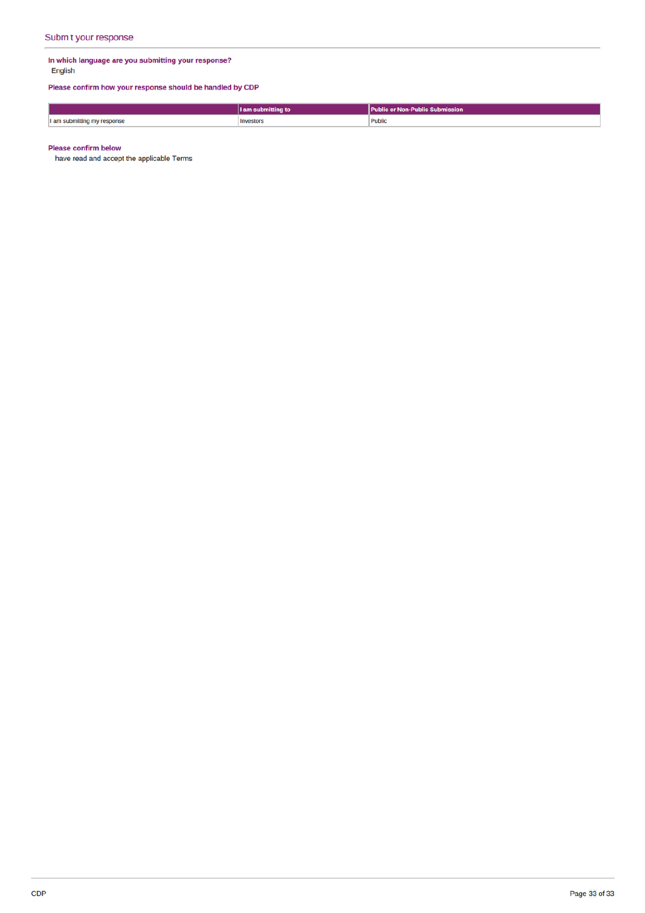## Subm t your response

**In which language are you submitting your response?**

English

**Please confirm how your response should be handled by CDP**

| | I am submitting to | Public or Non-Public Submission |
|---|---|---|
| I am submitting my response | Investors | Public |

**Please confirm below**

have read and accept the applicable Terms